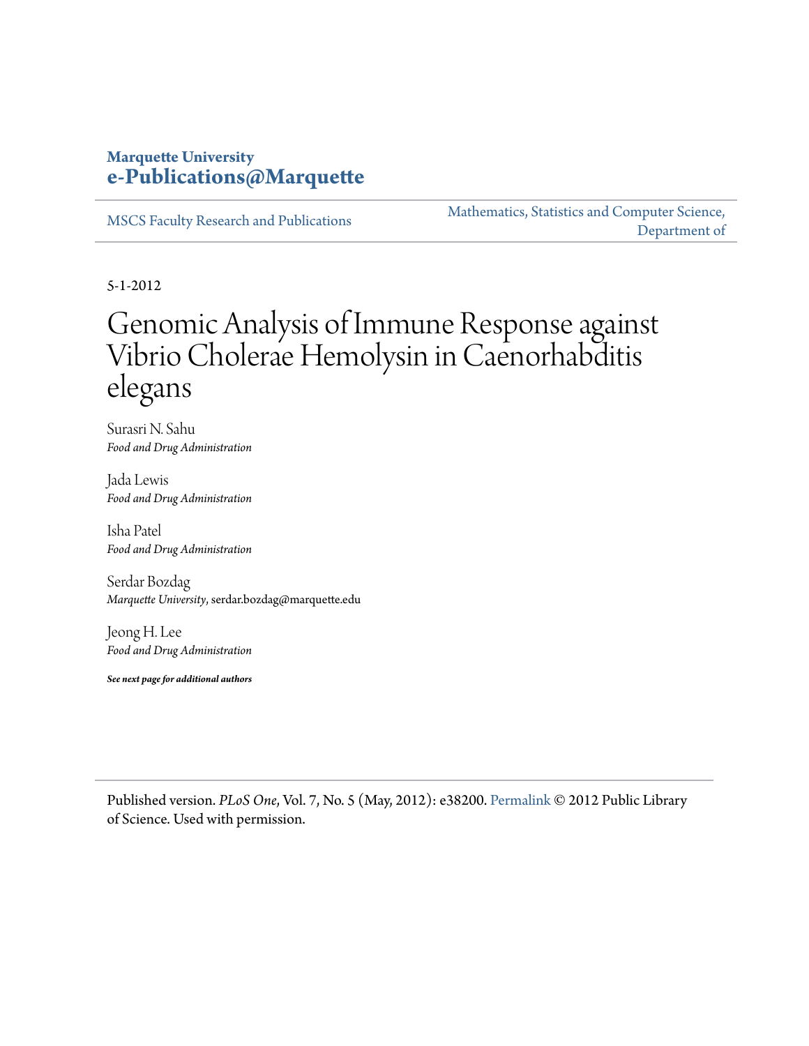**Marquette University**
**e-Publications@Marquette**

MSCS Faculty Research and Publications

Mathematics, Statistics and Computer Science, Department of

5-1-2012

# Genomic Analysis of Immune Response against Vibrio Cholerae Hemolysin in Caenorhabditis elegans

Surasri N. Sahu
*Food and Drug Administration*

Jada Lewis
*Food and Drug Administration*

Isha Patel
*Food and Drug Administration*

Serdar Bozdag
*Marquette University*, serdar.bozdag@marquette.edu

Jeong H. Lee
*Food and Drug Administration*

***See next page for additional authors***

Published version. *PLoS One*, Vol. 7, No. 5 (May, 2012): e38200. Permalink © 2012 Public Library of Science. Used with permission.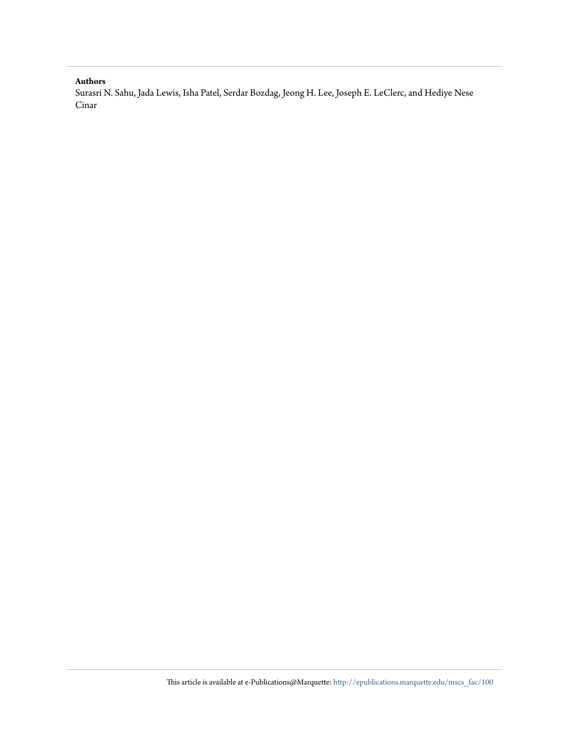**Authors**

Surasri N. Sahu, Jada Lewis, Isha Patel, Serdar Bozdag, Jeong H. Lee, Joseph E. LeClerc, and Hediye Nese Cinar

This article is available at e-Publications@Marquette: http://epublications.marquette.edu/mscs_fac/100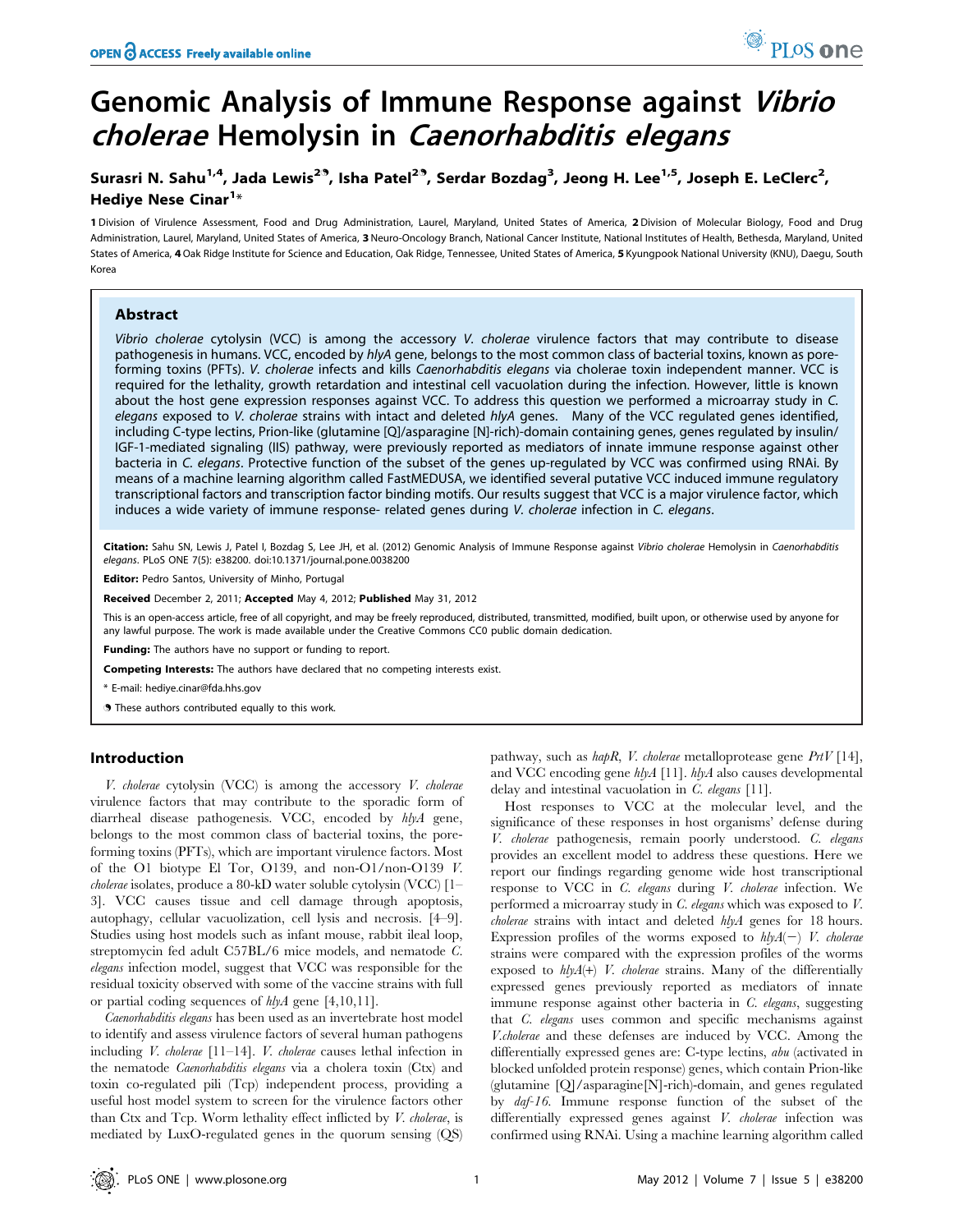# Genomic Analysis of Immune Response against *Vibrio cholerae* Hemolysin in *Caenorhabditis elegans*

**Surasri N. Sahu[1,4], Jada Lewis[2,9], Isha Patel[2,9], Serdar Bozdag[3], Jeong H. Lee[1,5], Joseph E. LeClerc[2], Hediye Nese Cinar[1]***

1 Division of Virulence Assessment, Food and Drug Administration, Laurel, Maryland, United States of America, 2 Division of Molecular Biology, Food and Drug Administration, Laurel, Maryland, United States of America, 3 Neuro-Oncology Branch, National Cancer Institute, National Institutes of Health, Bethesda, Maryland, United States of America, 4 Oak Ridge Institute for Science and Education, Oak Ridge, Tennessee, United States of America, 5 Kyungpook National University (KNU), Daegu, South Korea

## Abstract

*Vibrio cholerae* cytolysin (VCC) is among the accessory *V. cholerae* virulence factors that may contribute to disease pathogenesis in humans. VCC, encoded by *hlyA* gene, belongs to the most common class of bacterial toxins, known as pore-forming toxins (PFTs). *V. cholerae* infects and kills *Caenorhabditis elegans* via cholerae toxin independent manner. VCC is required for the lethality, growth retardation and intestinal cell vacuolation during the infection. However, little is known about the host gene expression responses against VCC. To address this question we performed a microarray study in *C. elegans* exposed to *V. cholerae* strains with intact and deleted *hlyA* genes. Many of the VCC regulated genes identified, including C-type lectins, Prion-like (glutamine [Q]/asparagine [N]-rich)-domain containing genes, genes regulated by insulin/IGF-1-mediated signaling (IIS) pathway, were previously reported as mediators of innate immune response against other bacteria in *C. elegans*. Protective function of the subset of the genes up-regulated by VCC was confirmed using RNAi. By means of a machine learning algorithm called FastMEDUSA, we identified several putative VCC induced immune regulatory transcriptional factors and transcription factor binding motifs. Our results suggest that VCC is a major virulence factor, which induces a wide variety of immune response- related genes during *V. cholerae* infection in *C. elegans*.

**Citation:** Sahu SN, Lewis J, Patel I, Bozdag S, Lee JH, et al. (2012) Genomic Analysis of Immune Response against *Vibrio cholerae* Hemolysin in *Caenorhabditis elegans*. PLoS ONE 7(5): e38200. doi:10.1371/journal.pone.0038200

**Editor:** Pedro Santos, University of Minho, Portugal

**Received** December 2, 2011; **Accepted** May 4, 2012; **Published** May 31, 2012

This is an open-access article, free of all copyright, and may be freely reproduced, distributed, transmitted, modified, built upon, or otherwise used by anyone for any lawful purpose. The work is made available under the Creative Commons CC0 public domain dedication.

**Funding:** The authors have no support or funding to report.

**Competing Interests:** The authors have declared that no competing interests exist.

\* E-mail: hediye.cinar@fda.hhs.gov

9 These authors contributed equally to this work.

## Introduction

*V. cholerae* cytolysin (VCC) is among the accessory *V. cholerae* virulence factors that may contribute to the sporadic form of diarrheal disease pathogenesis. VCC, encoded by *hlyA* gene, belongs to the most common class of bacterial toxins, the pore-forming toxins (PFTs), which are important virulence factors. Most of the O1 biotype El Tor, O139, and non-O1/non-O139 *V. cholerae* isolates, produce a 80-kD water soluble cytolysin (VCC) [1–3]. VCC causes tissue and cell damage through apoptosis, autophagy, cellular vacuolization, cell lysis and necrosis. [4–9]. Studies using host models such as infant mouse, rabbit ileal loop, streptomycin fed adult C57BL/6 mice models, and nematode *C. elegans* infection model, suggest that VCC was responsible for the residual toxicity observed with some of the vaccine strains with full or partial coding sequences of *hlyA* gene [4,10,11].

*Caenorhabditis elegans* has been used as an invertebrate host model to identify and assess virulence factors of several human pathogens including *V. cholerae* [11–14]. *V. cholerae* causes lethal infection in the nematode *Caenorhabditis elegans* via a cholera toxin (Ctx) and toxin co-regulated pili (Tcp) independent process, providing a useful host model system to screen for the virulence factors other than Ctx and Tcp. Worm lethality effect inflicted by *V. cholerae*, is mediated by LuxO-regulated genes in the quorum sensing (QS) pathway, such as *hapR*, *V. cholerae* metalloprotease gene *PrtV* [14], and VCC encoding gene *hlyA* [11]. *hlyA* also causes developmental delay and intestinal vacuolation in *C. elegans* [11].

Host responses to VCC at the molecular level, and the significance of these responses in host organisms' defense during *V. cholerae* pathogenesis, remain poorly understood. *C. elegans* provides an excellent model to address these questions. Here we report our findings regarding genome wide host transcriptional response to VCC in *C. elegans* during *V. cholerae* infection. We performed a microarray study in *C. elegans* which was exposed to *V. cholerae* strains with intact and deleted *hlyA* genes for 18 hours. Expression profiles of the worms exposed to *hlyA*(−) *V. cholerae* strains were compared with the expression profiles of the worms exposed to *hlyA*(+) *V. cholerae* strains. Many of the differentially expressed genes previously reported as mediators of innate immune response against other bacteria in *C. elegans*, suggesting that *C. elegans* uses common and specific mechanisms against *V.cholerae* and these defenses are induced by VCC. Among the differentially expressed genes are: C-type lectins, *abu* (activated in blocked unfolded protein response) genes, which contain Prion-like (glutamine [Q]/asparagine[N]-rich)-domain, and genes regulated by *daf-16*. Immune response function of the subset of the differentially expressed genes against *V. cholerae* infection was confirmed using RNAi. Using a machine learning algorithm called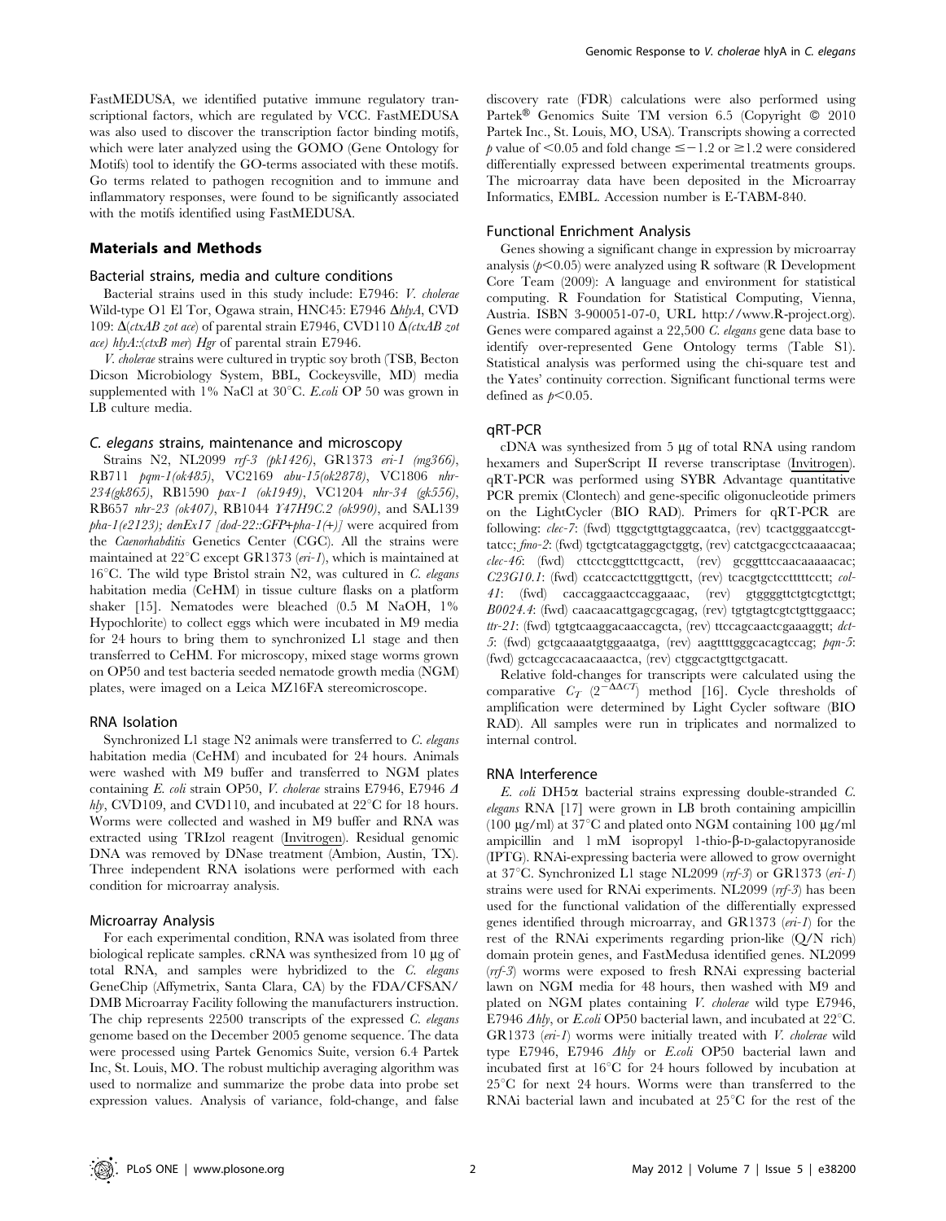FastMEDUSA, we identified putative immune regulatory transcriptional factors, which are regulated by VCC. FastMEDUSA was also used to discover the transcription factor binding motifs, which were later analyzed using the GOMO (Gene Ontology for Motifs) tool to identify the GO-terms associated with these motifs. Go terms related to pathogen recognition and to immune and inflammatory responses, were found to be significantly associated with the motifs identified using FastMEDUSA.

## Materials and Methods

### Bacterial strains, media and culture conditions

Bacterial strains used in this study include: E7946: *V. cholerae* Wild-type O1 El Tor, Ogawa strain, HNC45: E7946 Δ*hlyA*, CVD 109: Δ(*ctxAB zot ace*) of parental strain E7946, CVD110 Δ(*ctxAB zot ace*) *hlyA*::(*ctxB mer*) *Hgr* of parental strain E7946.

*V. cholerae* strains were cultured in tryptic soy broth (TSB, Becton Dicson Microbiology System, BBL, Cockeysville, MD) media supplemented with 1% NaCl at 30°C. *E.coli* OP 50 was grown in LB culture media.

### *C. elegans* strains, maintenance and microscopy

Strains N2, NL2099 *rrf-3 (pk1426)*, GR1373 *eri-1 (mg366)*, RB711 *pqm-1(ok485)*, VC2169 *abu-15(ok2878)*, VC1806 *nhr-234(gk865)*, RB1590 *pax-1 (ok1949)*, VC1204 *nhr-34 (gk556)*, RB657 *nhr-23 (ok407)*, RB1044 *Y47H9C.2 (ok990)*, and SAL139 *pha-1(e2123); denEx17 [dod-22::GFP+pha-1(+)]* were acquired from the *Caenorhabditis* Genetics Center (CGC). All the strains were maintained at 22°C except GR1373 (*eri-1*), which is maintained at 16°C. The wild type Bristol strain N2, was cultured in *C. elegans* habitation media (CeHM) in tissue culture flasks on a platform shaker [15]. Nematodes were bleached (0.5 M NaOH, 1% Hypochlorite) to collect eggs which were incubated in M9 media for 24 hours to bring them to synchronized L1 stage and then transferred to CeHM. For microscopy, mixed stage worms grown on OP50 and test bacteria seeded nematode growth media (NGM) plates, were imaged on a Leica MZ16FA stereomicroscope.

### RNA Isolation

Synchronized L1 stage N2 animals were transferred to *C. elegans* habitation media (CeHM) and incubated for 24 hours. Animals were washed with M9 buffer and transferred to NGM plates containing *E. coli* strain OP50, *V. cholerae* strains E7946, E7946 Δ *hly*, CVD109, and CVD110, and incubated at 22°C for 18 hours. Worms were collected and washed in M9 buffer and RNA was extracted using TRIzol reagent (Invitrogen). Residual genomic DNA was removed by DNase treatment (Ambion, Austin, TX). Three independent RNA isolations were performed with each condition for microarray analysis.

### Microarray Analysis

For each experimental condition, RNA was isolated from three biological replicate samples. cRNA was synthesized from 10 µg of total RNA, and samples were hybridized to the *C. elegans* GeneChip (Affymetrix, Santa Clara, CA) by the FDA/CFSAN/DMB Microarray Facility following the manufacturers instruction. The chip represents 22500 transcripts of the expressed *C. elegans* genome based on the December 2005 genome sequence. The data were processed using Partek Genomics Suite, version 6.4 Partek Inc, St. Louis, MO. The robust multichip averaging algorithm was used to normalize and summarize the probe data into probe set expression values. Analysis of variance, fold-change, and false discovery rate (FDR) calculations were also performed using Partek® Genomics Suite TM version 6.5 (Copyright © 2010 Partek Inc., St. Louis, MO, USA). Transcripts showing a corrected *p* value of <0.05 and fold change ≤−1.2 or ≥1.2 were considered differentially expressed between experimental treatments groups. The microarray data have been deposited in the Microarray Informatics, EMBL. Accession number is E-TABM-840.

### Functional Enrichment Analysis

Genes showing a significant change in expression by microarray analysis ($p<0.05$) were analyzed using R software (R Development Core Team (2009): A language and environment for statistical computing. R Foundation for Statistical Computing, Vienna, Austria. ISBN 3-900051-07-0, URL http://www.R-project.org). Genes were compared against a 22,500 *C. elegans* gene data base to identify over-represented Gene Ontology terms (Table S1). Statistical analysis was performed using the chi-square test and the Yates' continuity correction. Significant functional terms were defined as $p<0.05$.

### qRT-PCR

cDNA was synthesized from 5 µg of total RNA using random hexamers and SuperScript II reverse transcriptase (Invitrogen). qRT-PCR was performed using SYBR Advantage quantitative PCR premix (Clontech) and gene-specific oligonucleotide primers on the LightCycler (BIO RAD). Primers for qRT-PCR are following: *clec-7*: (fwd) ttggctgttgtaggcaatca, (rev) tcactgggaatccgttatcc; *fmo-2*: (fwd) tgctgtcataggagctggtg, (rev) catctgacgcctcaaaacaa; *clec-46*: (fwd) cttcctcggttcttgcactt, (rev) gcggtttccaacaaaaacac; *C23G10.1*: (fwd) ccatccactcttggttgctt, (rev) tcacgtgctcctttttcctt; *col-41*: (fwd) caccaggaactccaggaaac, (rev) gtggggttctgtcgtcttgt; *B0024.4*: (fwd) caacaacattgagcgcagag, (rev) tgtgtagtcgtctgttggaacc; *ttr-21*: (fwd) tgtgtcaaggacaaccagcta, (rev) ttccagcaactcgaaaggtt; *dct-5*: (fwd) gctgcaaaatgtggaaatga, (rev) aagttttgggcacagtccag; *pqn-5*: (fwd) gctcagccacaacaaactca, (rev) ctggcactgttgctgacatt.

Relative fold-changes for transcripts were calculated using the comparative $C_T$ ($2^{-\Delta\Delta CT}$) method [16]. Cycle thresholds of amplification were determined by Light Cycler software (BIO RAD). All samples were run in triplicates and normalized to internal control.

### RNA Interference

*E. coli* DH5α bacterial strains expressing double-stranded *C. elegans* RNA [17] were grown in LB broth containing ampicillin (100 µg/ml) at 37°C and plated onto NGM containing 100 µg/ml ampicillin and 1 mM isopropyl 1-thio-β-D-galactopyranoside (IPTG). RNAi-expressing bacteria were allowed to grow overnight at 37°C. Synchronized L1 stage NL2099 (*rrf-3*) or GR1373 (*eri-1*) strains were used for RNAi experiments. NL2099 (*rrf-3*) has been used for the functional validation of the differentially expressed genes identified through microarray, and GR1373 (*eri-1*) for the rest of the RNAi experiments regarding prion-like (Q/N rich) domain protein genes, and FastMedusa identified genes. NL2099 (*rrf-3*) worms were exposed to fresh RNAi expressing bacterial lawn on NGM media for 48 hours, then washed with M9 and plated on NGM plates containing *V. cholerae* wild type E7946, E7946 Δ*hly*, or *E.coli* OP50 bacterial lawn, and incubated at 22°C. GR1373 (*eri-1*) worms were initially treated with *V. cholerae* wild type E7946, E7946 Δ*hly* or *E.coli* OP50 bacterial lawn and incubated first at 16°C for 24 hours followed by incubation at 25°C for next 24 hours. Worms were than transferred to the RNAi bacterial lawn and incubated at 25°C for the rest of the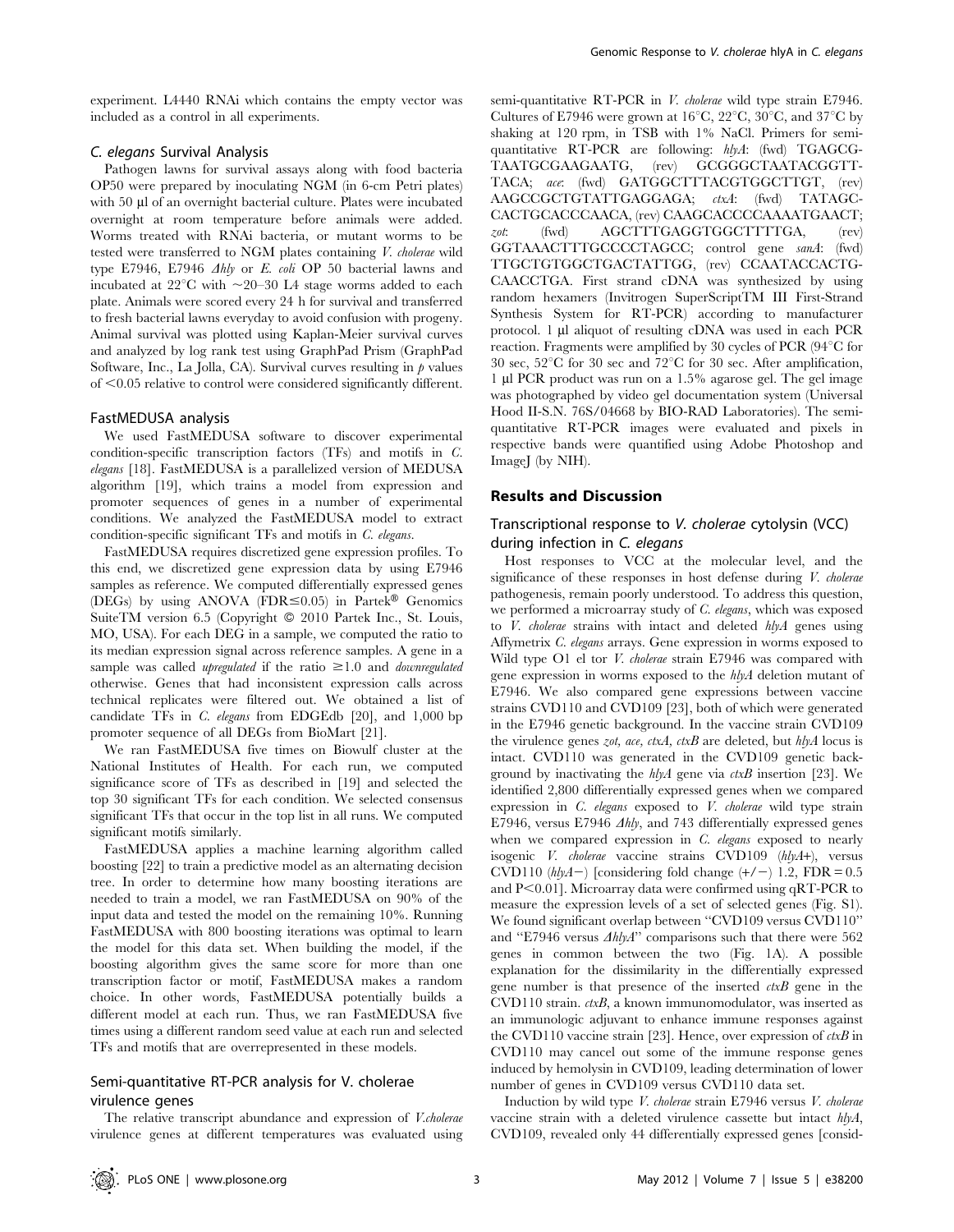experiment. L4440 RNAi which contains the empty vector was included as a control in all experiments.

### C. elegans Survival Analysis

Pathogen lawns for survival assays along with food bacteria OP50 were prepared by inoculating NGM (in 6-cm Petri plates) with 50 µl of an overnight bacterial culture. Plates were incubated overnight at room temperature before animals were added. Worms treated with RNAi bacteria, or mutant worms to be tested were transferred to NGM plates containing *V. cholerae* wild type E7946, E7946 *Δhly* or *E. coli* OP 50 bacterial lawns and incubated at 22°C with ~20–30 L4 stage worms added to each plate. Animals were scored every 24 h for survival and transferred to fresh bacterial lawns everyday to avoid confusion with progeny. Animal survival was plotted using Kaplan-Meier survival curves and analyzed by log rank test using GraphPad Prism (GraphPad Software, Inc., La Jolla, CA). Survival curves resulting in *p* values of <0.05 relative to control were considered significantly different.

### FastMEDUSA analysis

We used FastMEDUSA software to discover experimental condition-specific transcription factors (TFs) and motifs in *C. elegans* [18]. FastMEDUSA is a parallelized version of MEDUSA algorithm [19], which trains a model from expression and promoter sequences of genes in a number of experimental conditions. We analyzed the FastMEDUSA model to extract condition-specific significant TFs and motifs in *C. elegans*.

FastMEDUSA requires discretized gene expression profiles. To this end, we discretized gene expression data by using E7946 samples as reference. We computed differentially expressed genes (DEGs) by using ANOVA (FDR≤0.05) in Partek® Genomics SuiteTM version 6.5 (Copyright © 2010 Partek Inc., St. Louis, MO, USA). For each DEG in a sample, we computed the ratio to its median expression signal across reference samples. A gene in a sample was called *upregulated* if the ratio ≥1.0 and *downregulated* otherwise. Genes that had inconsistent expression calls across technical replicates were filtered out. We obtained a list of candidate TFs in *C. elegans* from EDGEdb [20], and 1,000 bp promoter sequence of all DEGs from BioMart [21].

We ran FastMEDUSA five times on Biowulf cluster at the National Institutes of Health. For each run, we computed significance score of TFs as described in [19] and selected the top 30 significant TFs for each condition. We selected consensus significant TFs that occur in the top list in all runs. We computed significant motifs similarly.

FastMEDUSA applies a machine learning algorithm called boosting [22] to train a predictive model as an alternating decision tree. In order to determine how many boosting iterations are needed to train a model, we ran FastMEDUSA on 90% of the input data and tested the model on the remaining 10%. Running FastMEDUSA with 800 boosting iterations was optimal to learn the model for this data set. When building the model, if the boosting algorithm gives the same score for more than one transcription factor or motif, FastMEDUSA makes a random choice. In other words, FastMEDUSA potentially builds a different model at each run. Thus, we ran FastMEDUSA five times using a different random seed value at each run and selected TFs and motifs that are overrepresented in these models.

### Semi-quantitative RT-PCR analysis for V. cholerae virulence genes

The relative transcript abundance and expression of *V.cholerae* virulence genes at different temperatures was evaluated using semi-quantitative RT-PCR in *V. cholerae* wild type strain E7946. Cultures of E7946 were grown at 16°C, 22°C, 30°C, and 37°C by shaking at 120 rpm, in TSB with 1% NaCl. Primers for semi-quantitative RT-PCR are following: *hlyA*: (fwd) TGAGCGTAATGCGAAGAATG, (rev) GCGGGCTAATACGGTTTACA; *ace*: (fwd) GATGGCTTTACGTGGCTTGT, (rev) AAGCCGCTGTATTGAGGAGA; *ctxA*: (fwd) TATAGCCACTGCACCCAACA, (rev) CAAGCACCCCAAAATGAACT; *zot*: (fwd) AGCTTTGAGGTGGCTTTTGA, (rev) GGTAAACTTTGCCCCTAGCC; control gene *sanA*: (fwd) TTGCTGTGGCTGACTATTGG, (rev) CCAATACCACTGCAACCTGA. First strand cDNA was synthesized by using random hexamers (Invitrogen SuperScriptTM III First-Strand Synthesis System for RT-PCR) according to manufacturer protocol. 1 µl aliquot of resulting cDNA was used in each PCR reaction. Fragments were amplified by 30 cycles of PCR (94°C for 30 sec, 52°C for 30 sec and 72°C for 30 sec. After amplification, 1 µl PCR product was run on a 1.5% agarose gel. The gel image was photographed by video gel documentation system (Universal Hood II-S.N. 76S/04668 by BIO-RAD Laboratories). The semi-quantitative RT-PCR images were evaluated and pixels in respective bands were quantified using Adobe Photoshop and ImageJ (by NIH).

## Results and Discussion

### Transcriptional response to V. cholerae cytolysin (VCC) during infection in C. elegans

Host responses to VCC at the molecular level, and the significance of these responses in host defense during *V. cholerae* pathogenesis, remain poorly understood. To address this question, we performed a microarray study of *C. elegans*, which was exposed to *V. cholerae* strains with intact and deleted *hlyA* genes using Affymetrix *C. elegans* arrays. Gene expression in worms exposed to Wild type O1 el tor *V. cholerae* strain E7946 was compared with gene expression in worms exposed to the *hlyA* deletion mutant of E7946. We also compared gene expressions between vaccine strains CVD110 and CVD109 [23], both of which were generated in the E7946 genetic background. In the vaccine strain CVD109 the virulence genes *zot, ace, ctxA, ctxB* are deleted, but *hlyA* locus is intact. CVD110 was generated in the CVD109 genetic background by inactivating the *hlyA* gene via *ctxB* insertion [23]. We identified 2,800 differentially expressed genes when we compared expression in *C. elegans* exposed to *V. cholerae* wild type strain E7946, versus E7946 *Δhly*, and 743 differentially expressed genes when we compared expression in *C. elegans* exposed to nearly isogenic *V. cholerae* vaccine strains CVD109 (*hlyA*+), versus CVD110 (*hlyA*−) [considering fold change (+/−) 1.2, FDR = 0.5 and P<0.01]. Microarray data were confirmed using qRT-PCR to measure the expression levels of a set of selected genes (Fig. S1). We found significant overlap between "CVD109 versus CVD110" and "E7946 versus *ΔhlyA*" comparisons such that there were 562 genes in common between the two (Fig. 1A). A possible explanation for the dissimilarity in the differentially expressed gene number is that presence of the inserted *ctxB* gene in the CVD110 strain. *ctxB*, a known immunomodulator, was inserted as an immunologic adjuvant to enhance immune responses against the CVD110 vaccine strain [23]. Hence, over expression of *ctxB* in CVD110 may cancel out some of the immune response genes induced by hemolysin in CVD109, leading determination of lower number of genes in CVD109 versus CVD110 data set.

Induction by wild type *V. cholerae* strain E7946 versus *V. cholerae* vaccine strain with a deleted virulence cassette but intact *hlyA*, CVD109, revealed only 44 differentially expressed genes [consid-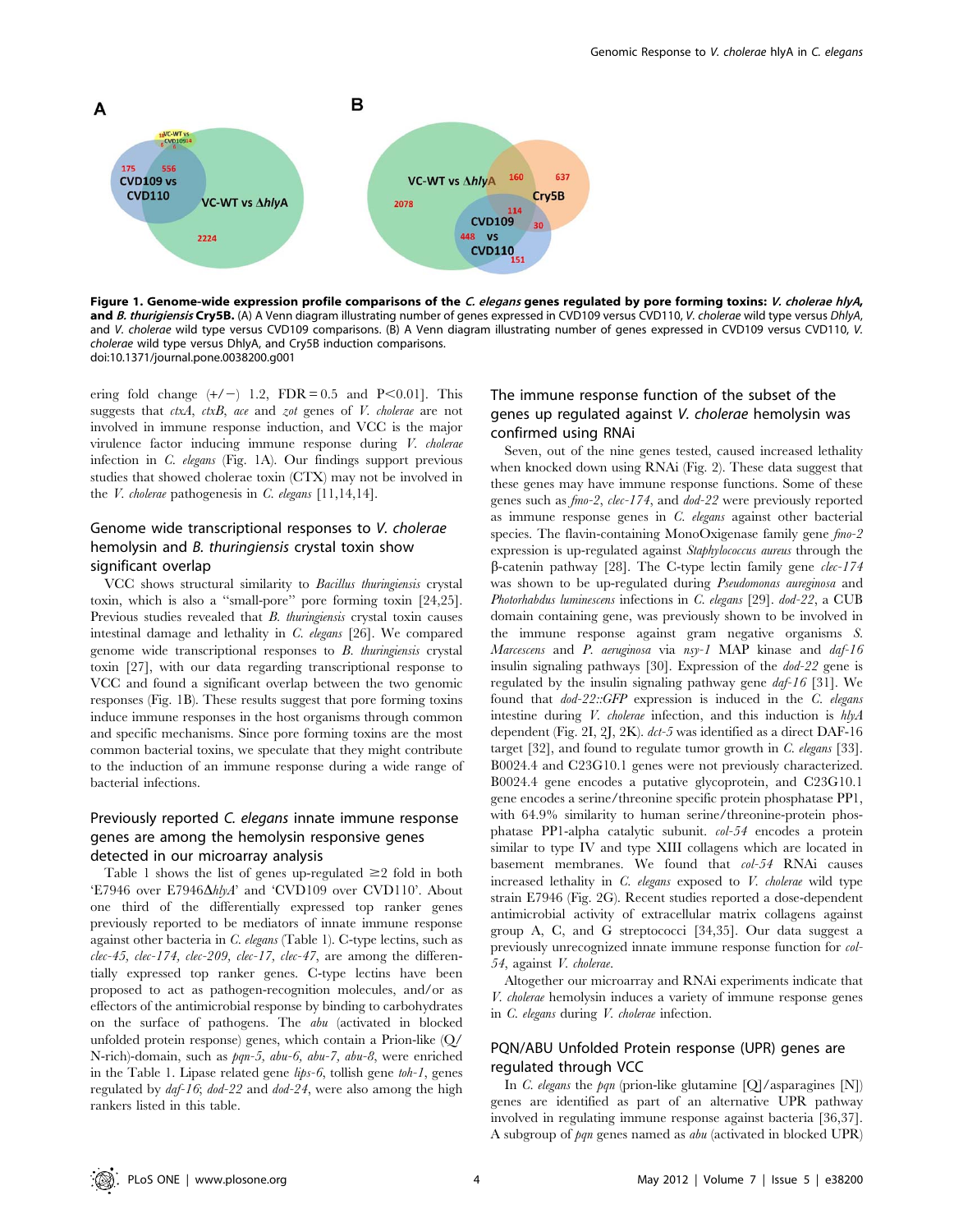**Figure 1. Genome-wide expression profile comparisons of the *C. elegans* genes regulated by pore forming toxins: *V. cholerae hlyA*, and *B. thurigiensis* Cry5B.** (A) A Venn diagram illustrating number of genes expressed in CVD109 versus CVD110, *V. cholerae* wild type versus DhlyA, and *V. cholerae* wild type versus CVD109 comparisons. (B) A Venn diagram illustrating number of genes expressed in CVD109 versus CVD110, *V. cholerae* wild type versus DhlyA, and Cry5B induction comparisons.
doi:10.1371/journal.pone.0038200.g001

ering fold change (+/−) 1.2, FDR = 0.5 and $P<0.01$]. This suggests that *ctxA*, *ctxB*, *ace* and *zot* genes of *V. cholerae* are not involved in immune response induction, and VCC is the major virulence factor inducing immune response during *V. cholerae* infection in *C. elegans* (Fig. 1A). Our findings support previous studies that showed cholerae toxin (CTX) may not be involved in the *V. cholerae* pathogenesis in *C. elegans* [11,14,14].

## Genome wide transcriptional responses to *V. cholerae* hemolysin and *B. thuringiensis* crystal toxin show significant overlap

VCC shows structural similarity to *Bacillus thuringiensis* crystal toxin, which is also a "small-pore" pore forming toxin [24,25]. Previous studies revealed that *B. thuringiensis* crystal toxin causes intestinal damage and lethality in *C. elegans* [26]. We compared genome wide transcriptional responses to *B. thuringiensis* crystal toxin [27], with our data regarding transcriptional response to VCC and found a significant overlap between the two genomic responses (Fig. 1B). These results suggest that pore forming toxins induce immune responses in the host organisms through common and specific mechanisms. Since pore forming toxins are the most common bacterial toxins, we speculate that they might contribute to the induction of an immune response during a wide range of bacterial infections.

## Previously reported *C. elegans* innate immune response genes are among the hemolysin responsive genes detected in our microarray analysis

Table 1 shows the list of genes up-regulated ≥2 fold in both 'E7946 over E7946Δ*hlyA*' and 'CVD109 over CVD110'. About one third of the differentially expressed top ranker genes previously reported to be mediators of innate immune response against other bacteria in *C. elegans* (Table 1). C-type lectins, such as *clec-45*, *clec-174*, *clec-209*, *clec-17*, *clec-47*, are among the differentially expressed top ranker genes. C-type lectins have been proposed to act as pathogen-recognition molecules, and/or as effectors of the antimicrobial response by binding to carbohydrates on the surface of pathogens. The *abu* (activated in blocked unfolded protein response) genes, which contain a Prion-like (Q/N-rich)-domain, such as *pqn-5*, *abu-6*, *abu-7*, *abu-8*, were enriched in the Table 1. Lipase related gene *lips-6*, tollish gene *toh-1*, genes regulated by *daf-16*; *dod-22* and *dod-24*, were also among the high rankers listed in this table.

## The immune response function of the subset of the genes up regulated against *V. cholerae* hemolysin was confirmed using RNAi

Seven, out of the nine genes tested, caused increased lethality when knocked down using RNAi (Fig. 2). These data suggest that these genes may have immune response functions. Some of these genes such as *fmo-2*, *clec-174*, and *dod-22* were previously reported as immune response genes in *C. elegans* against other bacterial species. The flavin-containing MonoOxigenase family gene *fmo-2* expression is up-regulated against *Staphylococcus aureus* through the β-catenin pathway [28]. The C-type lectin family gene *clec-174* was shown to be up-regulated during *Pseudomonas aureginosa* and *Photorhabdus luminescens* infections in *C. elegans* [29]. *dod-22*, a CUB domain containing gene, was previously shown to be involved in the immune response against gram negative organisms *S. Marcescens* and *P. aeruginosa* via *nsy-1* MAP kinase and *daf-16* insulin signaling pathways [30]. Expression of the *dod-22* gene is regulated by the insulin signaling pathway gene *daf-16* [31]. We found that *dod-22::GFP* expression is induced in the *C. elegans* intestine during *V. cholerae* infection, and this induction is *hlyA* dependent (Fig. 2I, 2J, 2K). *dct-5* was identified as a direct DAF-16 target [32], and found to regulate tumor growth in *C. elegans* [33]. B0024.4 and C23G10.1 genes were not previously characterized. B0024.4 gene encodes a putative glycoprotein, and C23G10.1 gene encodes a serine/threonine specific protein phosphatase PP1, with 64.9% similarity to human serine/threonine-protein phosphatase PP1-alpha catalytic subunit. *col-54* encodes a protein similar to type IV and type XIII collagens which are located in basement membranes. We found that *col-54* RNAi causes increased lethality in *C. elegans* exposed to *V. cholerae* wild type strain E7946 (Fig. 2G). Recent studies reported a dose-dependent antimicrobial activity of extracellular matrix collagens against group A, C, and G streptococci [34,35]. Our data suggest a previously unrecognized innate immune response function for *col-54*, against *V. cholerae*.

Altogether our microarray and RNAi experiments indicate that *V. cholerae* hemolysin induces a variety of immune response genes in *C. elegans* during *V. cholerae* infection.

## PQN/ABU Unfolded Protein response (UPR) genes are regulated through VCC

In *C. elegans* the *pqn* (prion-like glutamine [Q]/asparagines [N]) genes are identified as part of an alternative UPR pathway involved in regulating immune response against bacteria [36,37]. A subgroup of *pqn* genes named as *abu* (activated in blocked UPR)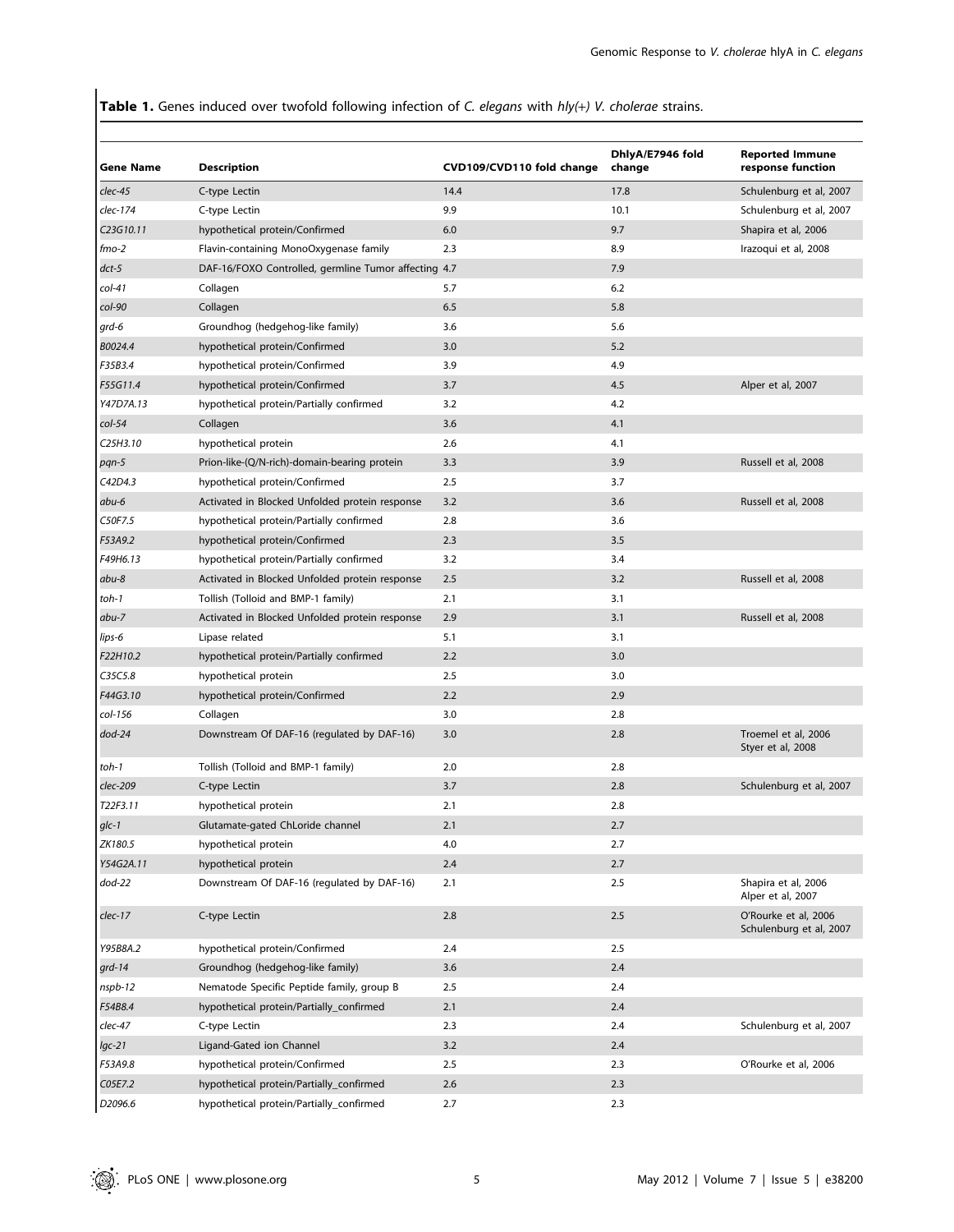**Table 1.** Genes induced over twofold following infection of *C. elegans* with *hly(+) V. cholerae* strains.

| Gene Name | Description | CVD109/CVD110 fold change | DhlyA/E7946 fold change | Reported Immune response function |
|---|---|---|---|---|
| *clec-45* | C-type Lectin | 14.4 | 17.8 | Schulenburg et al, 2007 |
| *clec-174* | C-type Lectin | 9.9 | 10.1 | Schulenburg et al, 2007 |
| *C23G10.11* | hypothetical protein/Confirmed | 6.0 | 9.7 | Shapira et al, 2006 |
| *fmo-2* | Flavin-containing MonoOxygenase family | 2.3 | 8.9 | Irazoqui et al, 2008 |
| *dct-5* | DAF-16/FOXO Controlled, germline Tumor affecting | 4.7 | 7.9 | |
| *col-41* | Collagen | 5.7 | 6.2 | |
| *col-90* | Collagen | 6.5 | 5.8 | |
| *grd-6* | Groundhog (hedgehog-like family) | 3.6 | 5.6 | |
| *B0024.4* | hypothetical protein/Confirmed | 3.0 | 5.2 | |
| *F35B3.4* | hypothetical protein/Confirmed | 3.9 | 4.9 | |
| *F55G11.4* | hypothetical protein/Confirmed | 3.7 | 4.5 | Alper et al, 2007 |
| *Y47D7A.13* | hypothetical protein/Partially confirmed | 3.2 | 4.2 | |
| *col-54* | Collagen | 3.6 | 4.1 | |
| *C25H3.10* | hypothetical protein | 2.6 | 4.1 | |
| *pqn-5* | Prion-like-(Q/N-rich)-domain-bearing protein | 3.3 | 3.9 | Russell et al, 2008 |
| *C42D4.3* | hypothetical protein/Confirmed | 2.5 | 3.7 | |
| *abu-6* | Activated in Blocked Unfolded protein response | 3.2 | 3.6 | Russell et al, 2008 |
| *C50F7.5* | hypothetical protein/Partially confirmed | 2.8 | 3.6 | |
| *F53A9.2* | hypothetical protein/Confirmed | 2.3 | 3.5 | |
| *F49H6.13* | hypothetical protein/Partially confirmed | 3.2 | 3.4 | |
| *abu-8* | Activated in Blocked Unfolded protein response | 2.5 | 3.2 | Russell et al, 2008 |
| *toh-1* | Tollish (Tolloid and BMP-1 family) | 2.1 | 3.1 | |
| *abu-7* | Activated in Blocked Unfolded protein response | 2.9 | 3.1 | Russell et al, 2008 |
| *lips-6* | Lipase related | 5.1 | 3.1 | |
| *F22H10.2* | hypothetical protein/Partially confirmed | 2.2 | 3.0 | |
| *C35C5.8* | hypothetical protein | 2.5 | 3.0 | |
| *F44G3.10* | hypothetical protein/Confirmed | 2.2 | 2.9 | |
| *col-156* | Collagen | 3.0 | 2.8 | |
| *dod-24* | Downstream Of DAF-16 (regulated by DAF-16) | 3.0 | 2.8 | Troemel et al, 2006 Styer et al, 2008 |
| *toh-1* | Tollish (Tolloid and BMP-1 family) | 2.0 | 2.8 | |
| *clec-209* | C-type Lectin | 3.7 | 2.8 | Schulenburg et al, 2007 |
| *T22F3.11* | hypothetical protein | 2.1 | 2.8 | |
| *glc-1* | Glutamate-gated ChLoride channel | 2.1 | 2.7 | |
| *ZK180.5* | hypothetical protein | 4.0 | 2.7 | |
| *Y54G2A.11* | hypothetical protein | 2.4 | 2.7 | |
| *dod-22* | Downstream Of DAF-16 (regulated by DAF-16) | 2.1 | 2.5 | Shapira et al, 2006 Alper et al, 2007 |
| *clec-17* | C-type Lectin | 2.8 | 2.5 | O'Rourke et al, 2006 Schulenburg et al, 2007 |
| *Y95B8A.2* | hypothetical protein/Confirmed | 2.4 | 2.5 | |
| *grd-14* | Groundhog (hedgehog-like family) | 3.6 | 2.4 | |
| *nspb-12* | Nematode Specific Peptide family, group B | 2.5 | 2.4 | |
| *F54B8.4* | hypothetical protein/Partially_confirmed | 2.1 | 2.4 | |
| *clec-47* | C-type Lectin | 2.3 | 2.4 | Schulenburg et al, 2007 |
| *lgc-21* | Ligand-Gated ion Channel | 3.2 | 2.4 | |
| *F53A9.8* | hypothetical protein/Confirmed | 2.5 | 2.3 | O'Rourke et al, 2006 |
| *C05E7.2* | hypothetical protein/Partially_confirmed | 2.6 | 2.3 | |
| *D2096.6* | hypothetical protein/Partially_confirmed | 2.7 | 2.3 | |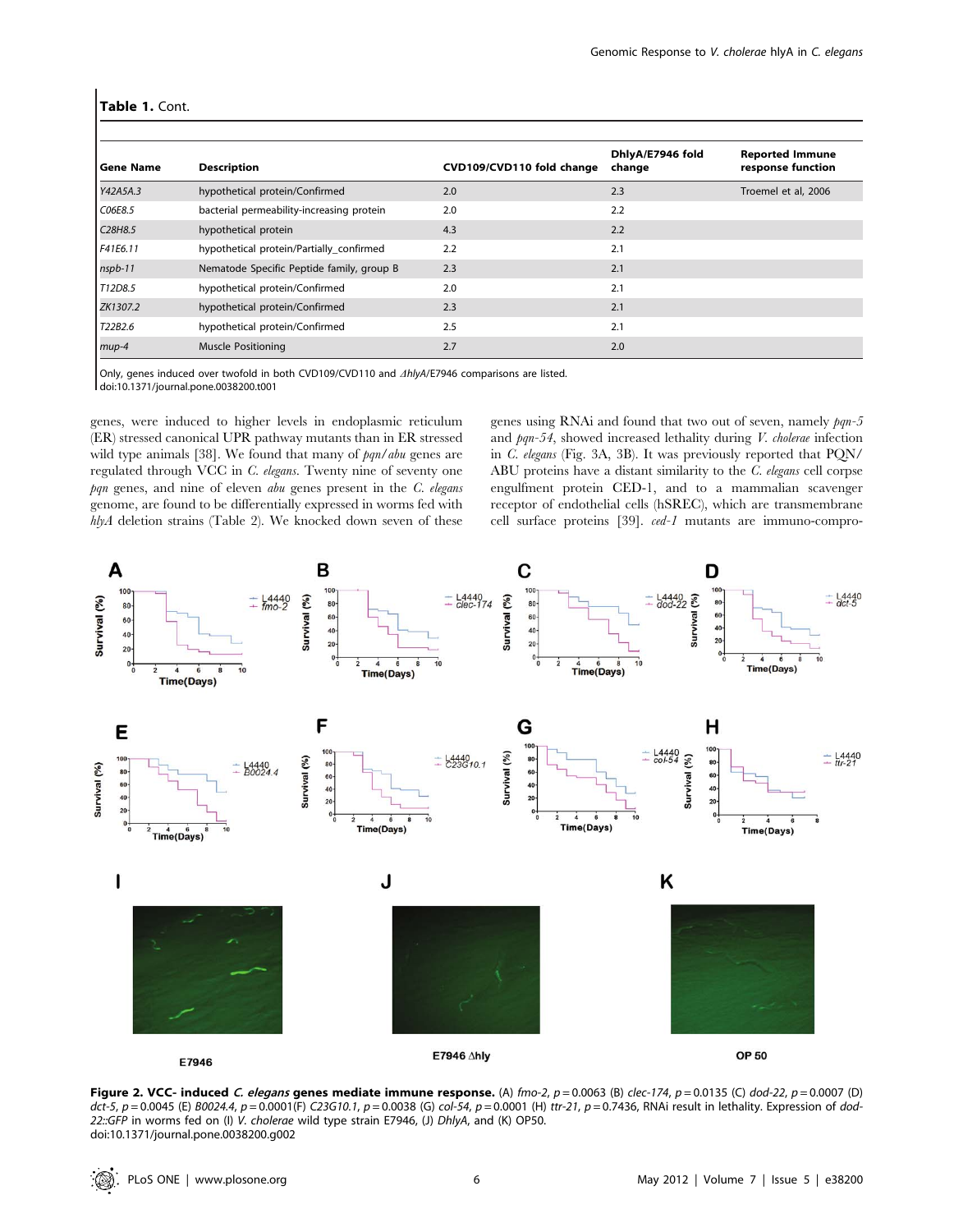**Table 1.** Cont.

| Gene Name | Description | CVD109/CVD110 fold change | DhlyA/E7946 fold change | Reported Immune response function |
|---|---|---|---|---|
| *Y42A5A.3* | hypothetical protein/Confirmed | 2.0 | 2.3 | Troemel et al, 2006 |
| *C06E8.5* | bacterial permeability-increasing protein | 2.0 | 2.2 | |
| *C28H8.5* | hypothetical protein | 4.3 | 2.2 | |
| *F41E6.11* | hypothetical protein/Partially_confirmed | 2.2 | 2.1 | |
| *nspb-11* | Nematode Specific Peptide family, group B | 2.3 | 2.1 | |
| *T12D8.5* | hypothetical protein/Confirmed | 2.0 | 2.1 | |
| *ZK1307.2* | hypothetical protein/Confirmed | 2.3 | 2.1 | |
| *T22B2.6* | hypothetical protein/Confirmed | 2.5 | 2.1 | |
| *mup-4* | Muscle Positioning | 2.7 | 2.0 | |

Only, genes induced over twofold in both CVD109/CVD110 and *ΔhlyA*/E7946 comparisons are listed.
doi:10.1371/journal.pone.0038200.t001

genes, were induced to higher levels in endoplasmic reticulum (ER) stressed canonical UPR pathway mutants than in ER stressed wild type animals [38]. We found that many of *pqn/abu* genes are regulated through VCC in *C. elegans*. Twenty nine of seventy one *pqn* genes, and nine of eleven *abu* genes present in the *C. elegans* genome, are found to be differentially expressed in worms fed with *hlyA* deletion strains (Table 2). We knocked down seven of these genes using RNAi and found that two out of seven, namely *pqn-5* and *pqn-54*, showed increased lethality during *V. cholerae* infection in *C. elegans* (Fig. 3A, 3B). It was previously reported that PQN/ABU proteins have a distant similarity to the *C. elegans* cell corpse engulfment protein CED-1, and to a mammalian scavenger receptor of endothelial cells (hSREC), which are transmembrane cell surface proteins [39]. *ced-1* mutants are immuno-compro-

**Figure 2. VCC- induced *C. elegans* genes mediate immune response.** (A) *fmo-2*, p = 0.0063 (B) *clec-174*, p = 0.0135 (C) *dod-22*, p = 0.0007 (D) *dct-5*, p = 0.0045 (E) *B0024.4*, p = 0.0001(F) *C23G10.1*, p = 0.0038 (G) *col-54*, p = 0.0001 (H) *ttr-21*, p = 0.7436, RNAi result in lethality. Expression of *dod-22::GFP* in worms fed on (I) *V. cholerae* wild type strain E7946, (J) *DhlyA*, and (K) OP50.
doi:10.1371/journal.pone.0038200.g002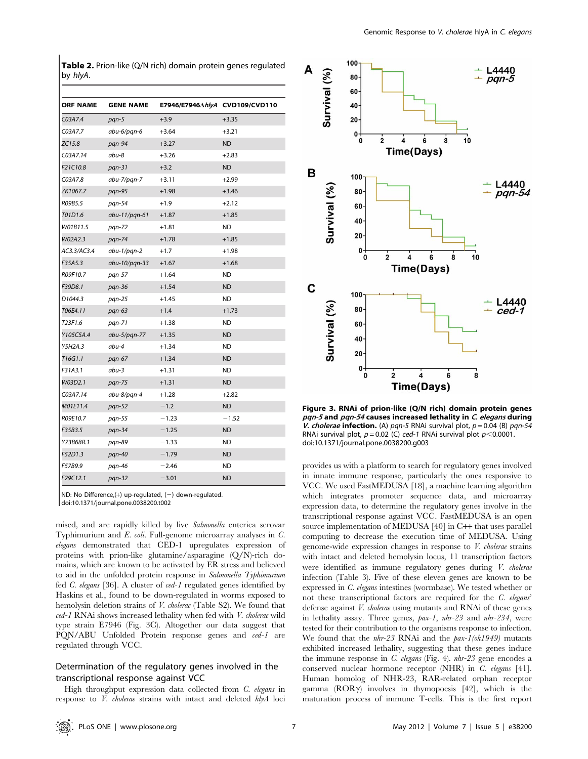**Table 2.** Prion-like (Q/N rich) domain protein genes regulated by *hlyA*.

| ORF NAME | GENE NAME | E7946/E7946Δ*hlyA* | CVD109/CVD110 |
|---|---|---|---|
| C03A7.4 | pqn-5 | +3.9 | +3.35 |
| C03A7.7 | abu-6/pqn-6 | +3.64 | +3.21 |
| ZC15.8 | pqn-94 | +3.27 | ND |
| C03A7.14 | abu-8 | +3.26 | +2.83 |
| F21C10.8 | pqn-31 | +3.2 | ND |
| C03A7.8 | abu-7/pqn-7 | +3.11 | +2.99 |
| ZK1067.7 | pqn-95 | +1.98 | +3.46 |
| R09B5.5 | pqn-54 | +1.9 | +2.12 |
| T01D1.6 | abu-11/pqn-61 | +1.87 | +1.85 |
| W01B11.5 | pqn-72 | +1.81 | ND |
| W02A2.3 | pqn-74 | +1.78 | +1.85 |
| AC3.3/AC3.4 | abu-1/pqn-2 | +1.7 | +1.98 |
| F35A5.3 | abu-10/pqn-33 | +1.67 | +1.68 |
| R09F10.7 | pqn-57 | +1.64 | ND |
| F39D8.1 | pqn-36 | +1.54 | ND |
| D1044.3 | pqn-25 | +1.45 | ND |
| T06E4.11 | pqn-63 | +1.4 | +1.73 |
| T23F1.6 | pqn-71 | +1.38 | ND |
| Y105C5A.4 | abu-5/pqn-77 | +1.35 | ND |
| Y5H2A.3 | abu-4 | +1.34 | ND |
| T16G1.1 | pqn-67 | +1.34 | ND |
| F31A3.1 | abu-3 | +1.31 | ND |
| W03D2.1 | pqn-75 | +1.31 | ND |
| C03A7.14 | abu-8/pqn-4 | +1.28 | +2.82 |
| M01E11.4 | pqn-52 | −1.2 | ND |
| R09E10.7 | pqn-55 | −1.23 | −1.52 |
| F35B3.5 | pqn-34 | −1.25 | ND |
| Y73B6BR.1 | pqn-89 | −1.33 | ND |
| F52D1.3 | pqn-40 | −1.79 | ND |
| F57B9.9 | pqn-46 | −2.46 | ND |
| F29C12.1 | pqn-32 | −3.01 | ND |

ND: No Difference,(+) up-regulated, (−) down-regulated.
doi:10.1371/journal.pone.0038200.t002

mised, and are rapidly killed by live *Salmonella* enterica serovar Typhimurium and *E. coli*. Full-genome microarray analyses in *C. elegans* demonstrated that CED-1 upregulates expression of proteins with prion-like glutamine/asparagine (Q/N)-rich domains, which are known to be activated by ER stress and believed to aid in the unfolded protein response in *Salmonella Typhimurium* fed *C. elegans* [36]. A cluster of *ced-1* regulated genes identified by Haskins et al., found to be down-regulated in worms exposed to hemolysin deletion strains of *V. cholerae* (Table S2). We found that *ced-1* RNAi shows increased lethality when fed with *V. cholerae* wild type strain E7946 (Fig. 3C). Altogether our data suggest that PQN/ABU Unfolded Protein response genes and *ced-1* are regulated through VCC.

## Determination of the regulatory genes involved in the transcriptional response against VCC

High throughput expression data collected from *C. elegans* in response to *V. cholerae* strains with intact and deleted *hlyA* loci provides us with a platform to search for regulatory genes involved in innate immune response, particularly the ones responsive to VCC. We used FastMEDUSA [18], a machine learning algorithm which integrates promoter sequence data, and microarray expression data, to determine the regulatory genes involve in the transcriptional response against VCC. FastMEDUSA is an open source implementation of MEDUSA [40] in C++ that uses parallel computing to decrease the execution time of MEDUSA. Using genome-wide expression changes in response to *V. cholerae* strains with intact and deleted hemolysin locus, 11 transcription factors were identified as immune regulatory genes during *V. cholerae* infection (Table 3). Five of these eleven genes are known to be expressed in *C. elegans* intestines (wormbase). We tested whether or not these transcriptional factors are required for the *C. elegans'* defense against *V. cholerae* using mutants and RNAi of these genes in lethality assay. Three genes, *pax-1*, *nhr-23* and *nhr-234*, were tested for their contribution to the organisms response to infection. We found that the *nhr-23* RNAi and the *pax-1(ok1949)* mutants exhibited increased lethality, suggesting that these genes induce the immune response in *C. elegans* (Fig. 4). *nhr-23* gene encodes a conserved nuclear hormone receptor (NHR) in *C. elegans* [41]. Human homolog of NHR-23, RAR-related orphan receptor gamma (RORγ) involves in thymopoesis [42], which is the maturation process of immune T-cells. This is the first report

**Figure 3. RNAi of prion-like (Q/N rich) domain protein genes *pqn-5* and *pqn-54* causes increased lethality in *C. elegans* during *V. cholerae* infection.** (A) *pqn-5* RNAi survival plot, $p = 0.04$ (B) *pqn-54* RNAi survival plot, $p = 0.02$ (C) *ced-1* RNAi survival plot $p < 0.0001$.
doi:10.1371/journal.pone.0038200.g003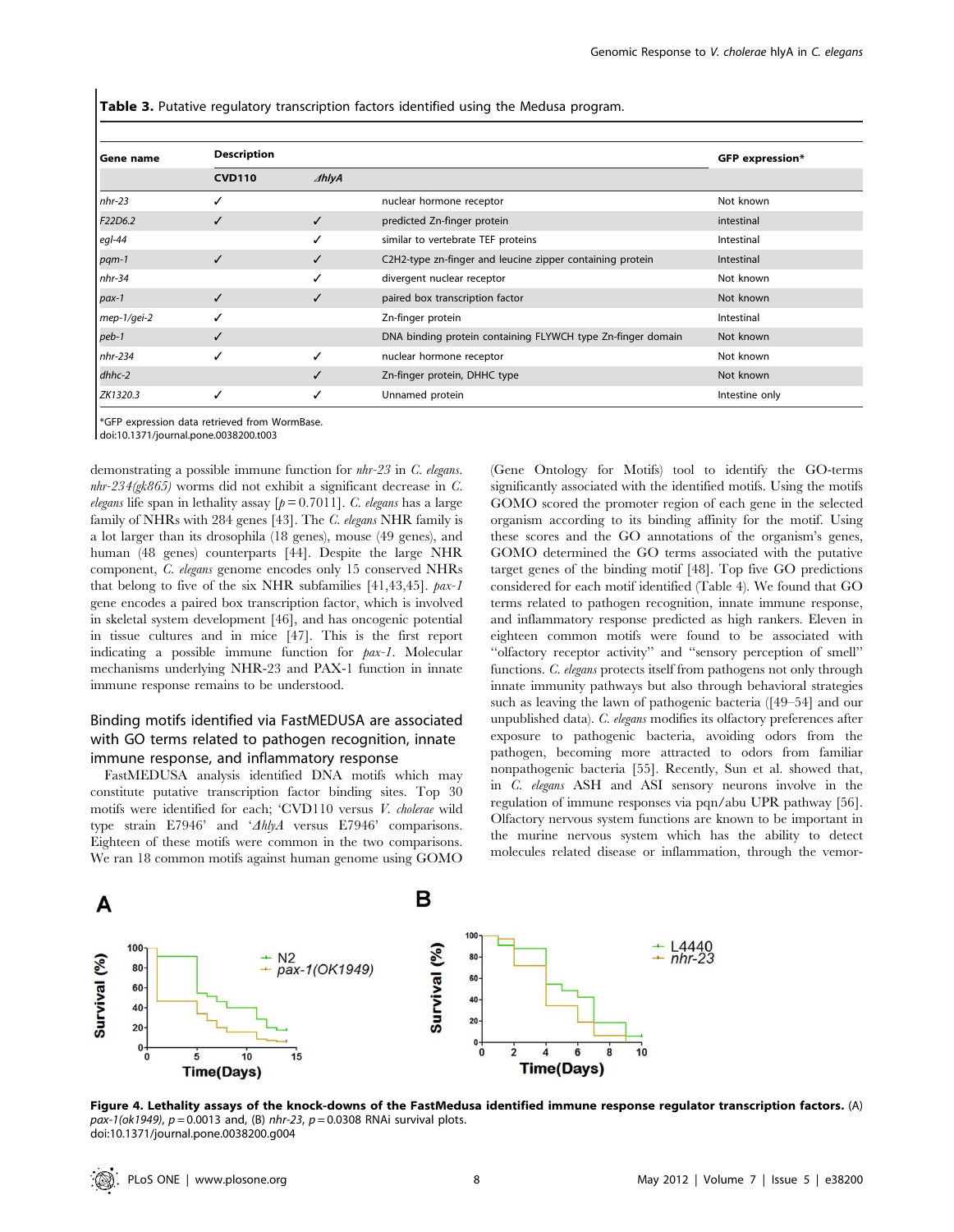**Table 3.** Putative regulatory transcription factors identified using the Medusa program.

| Gene name | Description | | | GFP expression* |
|---|---|---|---|---|
| | CVD110 | *ΔhlyA* | | |
| *nhr-23* | ✓ | | nuclear hormone receptor | Not known |
| *F22D6.2* | ✓ | ✓ | predicted Zn-finger protein | intestinal |
| *egl-44* | | ✓ | similar to vertebrate TEF proteins | Intestinal |
| *pqm-1* | ✓ | ✓ | C2H2-type zn-finger and leucine zipper containing protein | Intestinal |
| *nhr-34* | | ✓ | divergent nuclear receptor | Not known |
| *pax-1* | ✓ | ✓ | paired box transcription factor | Not known |
| *mep-1/gei-2* | ✓ | | Zn-finger protein | Intestinal |
| *peb-1* | ✓ | | DNA binding protein containing FLYWCH type Zn-finger domain | Not known |
| *nhr-234* | ✓ | ✓ | nuclear hormone receptor | Not known |
| *dhhc-2* | | ✓ | Zn-finger protein, DHHC type | Not known |
| *ZK1320.3* | ✓ | ✓ | Unnamed protein | Intestine only |

*GFP expression data retrieved from WormBase.
doi:10.1371/journal.pone.0038200.t003

demonstrating a possible immune function for *nhr-23* in *C. elegans*. *nhr-234(gk865)* worms did not exhibit a significant decrease in *C. elegans* life span in lethality assay [$p = 0.7011$]. *C. elegans* has a large family of NHRs with 284 genes [43]. The *C. elegans* NHR family is a lot larger than its drosophila (18 genes), mouse (49 genes), and human (48 genes) counterparts [44]. Despite the large NHR component, *C. elegans* genome encodes only 15 conserved NHRs that belong to five of the six NHR subfamilies [41,43,45]. *pax-1* gene encodes a paired box transcription factor, which is involved in skeletal system development [46], and has oncogenic potential in tissue cultures and in mice [47]. This is the first report indicating a possible immune function for *pax-1*. Molecular mechanisms underlying NHR-23 and PAX-1 function in innate immune response remains to be understood.

## Binding motifs identified via FastMEDUSA are associated with GO terms related to pathogen recognition, innate immune response, and inflammatory response

FastMEDUSA analysis identified DNA motifs which may constitute putative transcription factor binding sites. Top 30 motifs were identified for each; 'CVD110 versus *V. cholerae* wild type strain E7946' and '*ΔhlyA* versus E7946' comparisons. Eighteen of these motifs were common in the two comparisons. We ran 18 common motifs against human genome using GOMO (Gene Ontology for Motifs) tool to identify the GO-terms significantly associated with the identified motifs. Using the motifs GOMO scored the promoter region of each gene in the selected organism according to its binding affinity for the motif. Using these scores and the GO annotations of the organism's genes, GOMO determined the GO terms associated with the putative target genes of the binding motif [48]. Top five GO predictions considered for each motif identified (Table 4). We found that GO terms related to pathogen recognition, innate immune response, and inflammatory response predicted as high rankers. Eleven in eighteen common motifs were found to be associated with "olfactory receptor activity" and "sensory perception of smell" functions. *C. elegans* protects itself from pathogens not only through innate immunity pathways but also through behavioral strategies such as leaving the lawn of pathogenic bacteria ([49–54] and our unpublished data). *C. elegans* modifies its olfactory preferences after exposure to pathogenic bacteria, avoiding odors from the pathogen, becoming more attracted to odors from familiar nonpathogenic bacteria [55]. Recently, Sun et al. showed that, in *C. elegans* ASH and ASI sensory neurons involve in the regulation of immune responses via pqn/abu UPR pathway [56]. Olfactory nervous system functions are known to be important in the murine nervous system which has the ability to detect molecules related disease or inflammation, through the vemor-

**Figure 4. Lethality assays of the knock-downs of the FastMedusa identified immune response regulator transcription factors.** (A) *pax-1(ok1949)*, $p = 0.0013$ and, (B) *nhr-23*, $p = 0.0308$ RNAi survival plots.
doi:10.1371/journal.pone.0038200.g004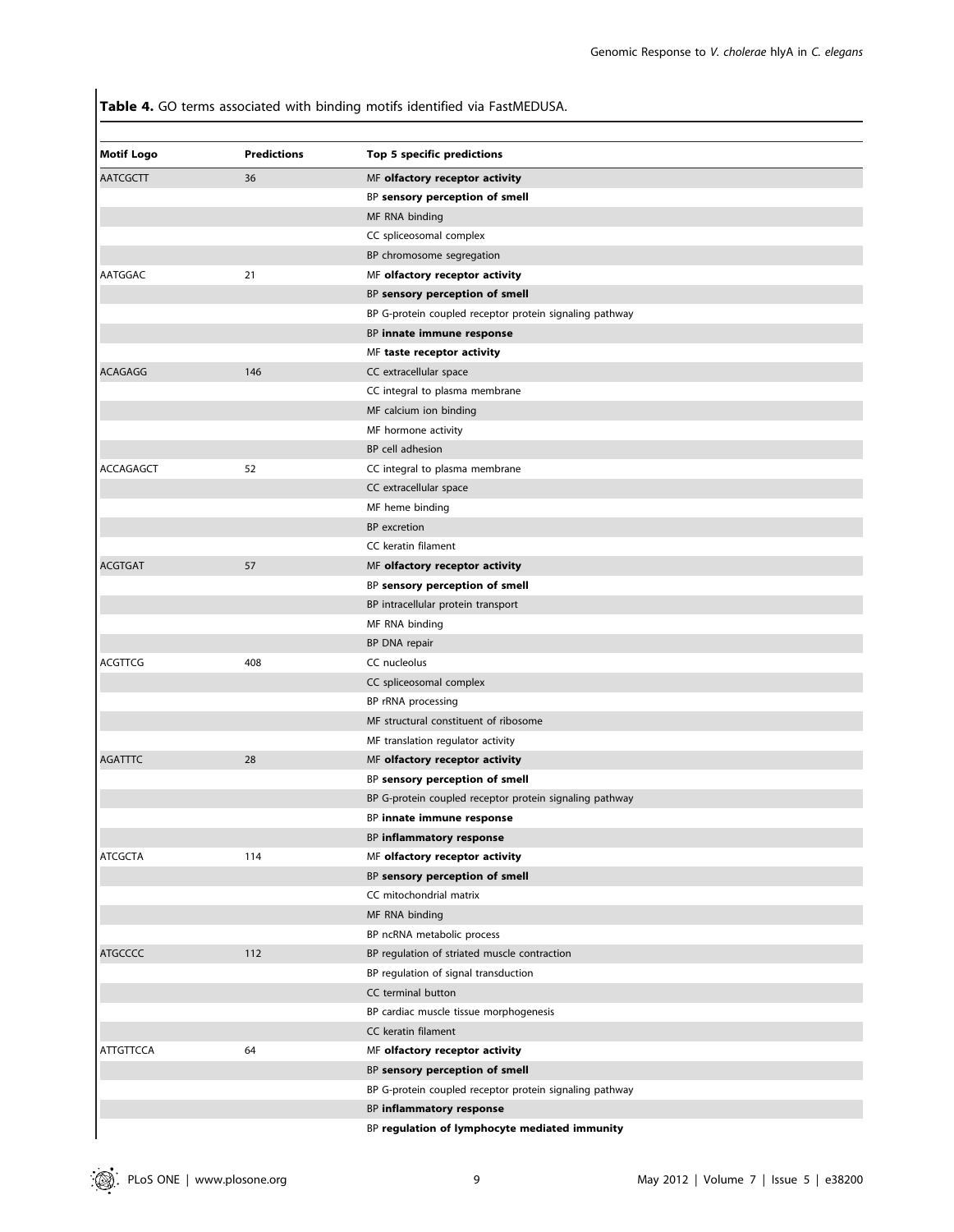**Table 4.** GO terms associated with binding motifs identified via FastMEDUSA.

| Motif Logo | Predictions | Top 5 specific predictions |
| --- | --- | --- |
| AATCGCTT | 36 | MF **olfactory receptor activity** |
| | | BP **sensory perception of smell** |
| | | MF RNA binding |
| | | CC spliceosomal complex |
| | | BP chromosome segregation |
| AATGGAC | 21 | MF **olfactory receptor activity** |
| | | BP **sensory perception of smell** |
| | | BP G-protein coupled receptor protein signaling pathway |
| | | BP **innate immune response** |
| | | MF **taste receptor activity** |
| ACAGAGG | 146 | CC extracellular space |
| | | CC integral to plasma membrane |
| | | MF calcium ion binding |
| | | MF hormone activity |
| | | BP cell adhesion |
| ACCAGAGCT | 52 | CC integral to plasma membrane |
| | | CC extracellular space |
| | | MF heme binding |
| | | BP excretion |
| | | CC keratin filament |
| ACGTGAT | 57 | MF **olfactory receptor activity** |
| | | BP **sensory perception of smell** |
| | | BP intracellular protein transport |
| | | MF RNA binding |
| | | BP DNA repair |
| ACGTTCG | 408 | CC nucleolus |
| | | CC spliceosomal complex |
| | | BP rRNA processing |
| | | MF structural constituent of ribosome |
| | | MF translation regulator activity |
| AGATTTC | 28 | MF **olfactory receptor activity** |
| | | BP **sensory perception of smell** |
| | | BP G-protein coupled receptor protein signaling pathway |
| | | BP **innate immune response** |
| | | BP **inflammatory response** |
| ATCGCTA | 114 | MF **olfactory receptor activity** |
| | | BP **sensory perception of smell** |
| | | CC mitochondrial matrix |
| | | MF RNA binding |
| | | BP ncRNA metabolic process |
| ATGCCCC | 112 | BP regulation of striated muscle contraction |
| | | BP regulation of signal transduction |
| | | CC terminal button |
| | | BP cardiac muscle tissue morphogenesis |
| | | CC keratin filament |
| ATTGTTCCA | 64 | MF **olfactory receptor activity** |
| | | BP **sensory perception of smell** |
| | | BP G-protein coupled receptor protein signaling pathway |
| | | BP **inflammatory response** |
| | | BP **regulation of lymphocyte mediated immunity** |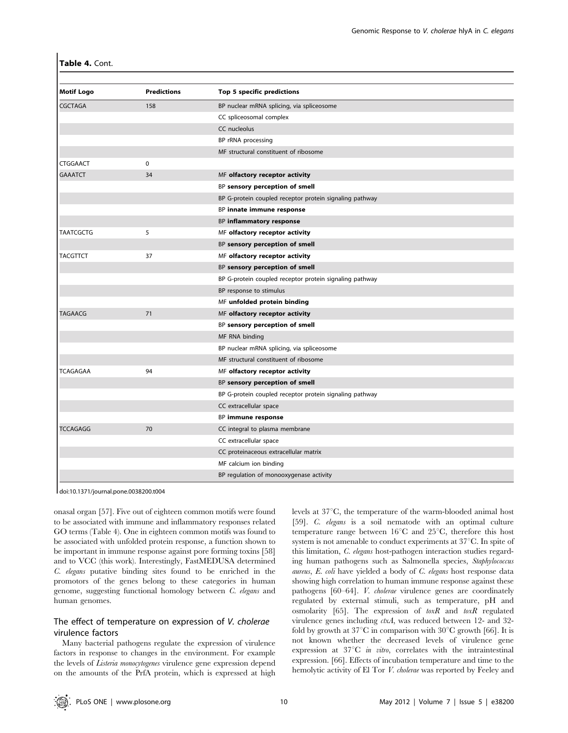**Table 4.** Cont.

| Motif Logo | Predictions | Top 5 specific predictions |
|---|---|---|
| CGCTAGA | 158 | BP nuclear mRNA splicing, via spliceosome |
| | | CC spliceosomal complex |
| | | CC nucleolus |
| | | BP rRNA processing |
| | | MF structural constituent of ribosome |
| CTGGAACT | 0 | |
| GAAATCT | 34 | MF **olfactory receptor activity** |
| | | BP **sensory perception of smell** |
| | | BP G-protein coupled receptor protein signaling pathway |
| | | BP **innate immune response** |
| | | BP **inflammatory response** |
| TAATCGCTG | 5 | MF **olfactory receptor activity** |
| | | BP **sensory perception of smell** |
| TACGTTCT | 37 | MF **olfactory receptor activity** |
| | | BP **sensory perception of smell** |
| | | BP G-protein coupled receptor protein signaling pathway |
| | | BP response to stimulus |
| | | MF **unfolded protein binding** |
| TAGAACG | 71 | MF **olfactory receptor activity** |
| | | BP **sensory perception of smell** |
| | | MF RNA binding |
| | | BP nuclear mRNA splicing, via spliceosome |
| | | MF structural constituent of ribosome |
| TCAGAGAA | 94 | MF **olfactory receptor activity** |
| | | BP **sensory perception of smell** |
| | | BP G-protein coupled receptor protein signaling pathway |
| | | CC extracellular space |
| | | BP **immune response** |
| TCCAGAGG | 70 | CC integral to plasma membrane |
| | | CC extracellular space |
| | | CC proteinaceous extracellular matrix |
| | | MF calcium ion binding |
| | | BP regulation of monooxygenase activity |

doi:10.1371/journal.pone.0038200.t004

onasal organ [57]. Five out of eighteen common motifs were found to be associated with immune and inflammatory responses related GO terms (Table 4). One in eighteen common motifs was found to be associated with unfolded protein response, a function shown to be important in immune response against pore forming toxins [58] and to VCC (this work). Interestingly, FastMEDUSA determined *C. elegans* putative binding sites found to be enriched in the promotors of the genes belong to these categories in human genome, suggesting functional homology between *C. elegans* and human genomes.

## The effect of temperature on expression of *V. cholerae* virulence factors

Many bacterial pathogens regulate the expression of virulence factors in response to changes in the environment. For example the levels of *Listeria monocytogenes* virulence gene expression depend on the amounts of the PrfA protein, which is expressed at high levels at 37°C, the temperature of the warm-blooded animal host [59]. *C. elegans* is a soil nematode with an optimal culture temperature range between 16°C and 25°C, therefore this host system is not amenable to conduct experiments at 37°C. In spite of this limitation, *C. elegans* host-pathogen interaction studies regarding human pathogens such as Salmonella species, *Staphylococcus aureus*, *E. coli* have yielded a body of *C. elegans* host response data showing high correlation to human immune response against these pathogens [60–64]. *V. cholerae* virulence genes are coordinately regulated by external stimuli, such as temperature, pH and osmolarity [65]. The expression of *toxR* and *toxR* regulated virulence genes including *ctxA*, was reduced between 12- and 32-fold by growth at 37°C in comparison with 30°C growth [66]. It is not known whether the decreased levels of virulence gene expression at 37°C *in vitro*, correlates with the intraintestinal expression. [66]. Effects of incubation temperature and time to the hemolytic activity of El Tor *V. cholerae* was reported by Feeley and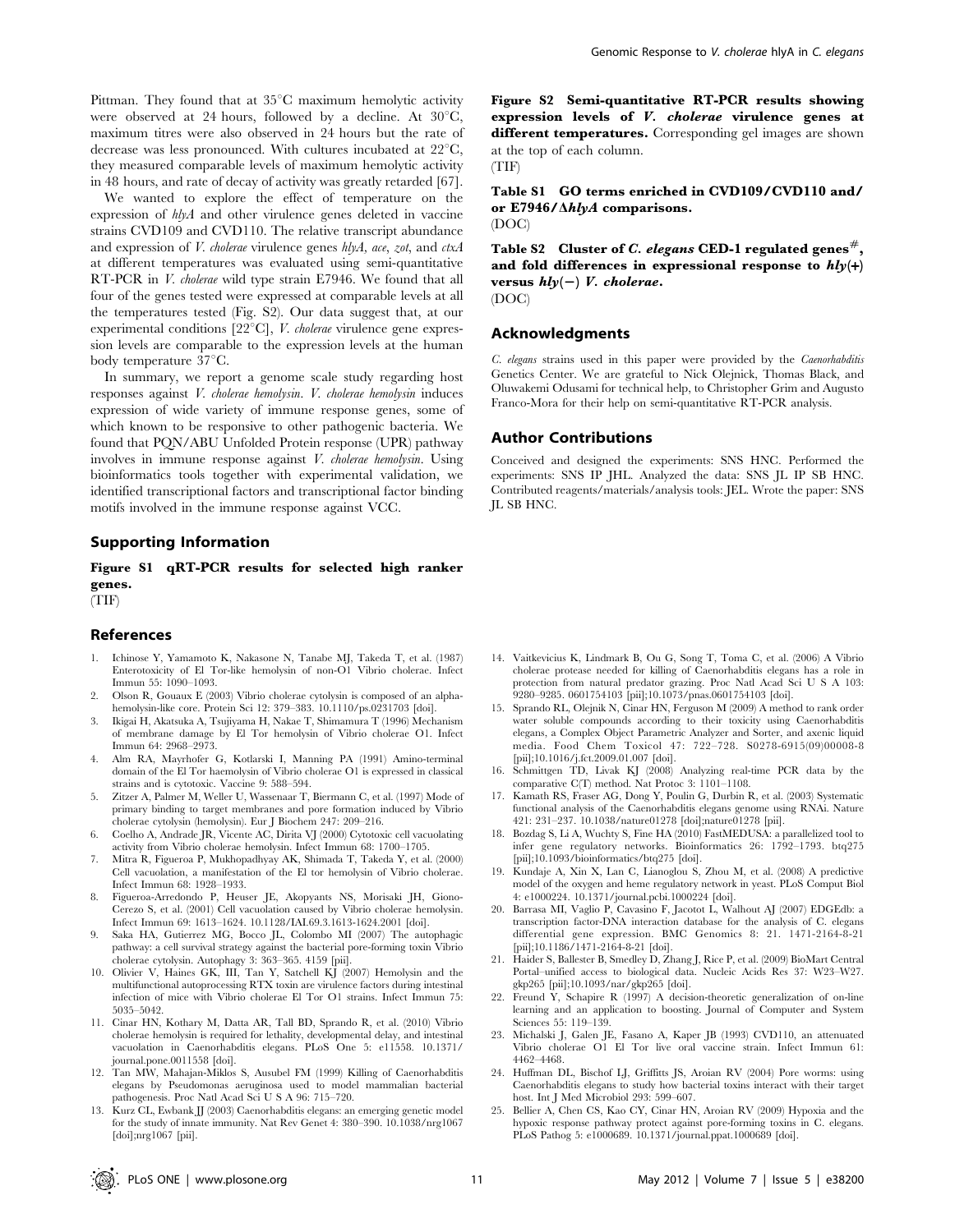Pittman. They found that at 35°C maximum hemolytic activity were observed at 24 hours, followed by a decline. At 30°C, maximum titres were also observed in 24 hours but the rate of decrease was less pronounced. With cultures incubated at 22°C, they measured comparable levels of maximum hemolytic activity in 48 hours, and rate of decay of activity was greatly retarded [67].

We wanted to explore the effect of temperature on the expression of *hlyA* and other virulence genes deleted in vaccine strains CVD109 and CVD110. The relative transcript abundance and expression of *V. cholerae* virulence genes *hlyA*, *ace*, *zot*, and *ctxA* at different temperatures was evaluated using semi-quantitative RT-PCR in *V. cholerae* wild type strain E7946. We found that all four of the genes tested were expressed at comparable levels at all the temperatures tested (Fig. S2). Our data suggest that, at our experimental conditions [22°C], *V. cholerae* virulence gene expression levels are comparable to the expression levels at the human body temperature 37°C.

In summary, we report a genome scale study regarding host responses against *V. cholerae hemolysin*. *V. cholerae hemolysin* induces expression of wide variety of immune response genes, some of which known to be responsive to other pathogenic bacteria. We found that PQN/ABU Unfolded Protein response (UPR) pathway involves in immune response against *V. cholerae hemolysin*. Using bioinformatics tools together with experimental validation, we identified transcriptional factors and transcriptional factor binding motifs involved in the immune response against VCC.

## Supporting Information

**Figure S1 qRT-PCR results for selected high ranker genes.**
(TIF)

**Figure S2 Semi-quantitative RT-PCR results showing expression levels of *V. cholerae* virulence genes at different temperatures.** Corresponding gel images are shown at the top of each column.
(TIF)

**Table S1 GO terms enriched in CVD109/CVD110 and/or E7946/Δ*hlyA* comparisons.**
(DOC)

**Table S2 Cluster of *C. elegans* CED-1 regulated genes#, and fold differences in expressional response to *hly*(+) versus *hly*(−) *V. cholerae*.**
(DOC)

## Acknowledgments

*C. elegans* strains used in this paper were provided by the *Caenorhabditis* Genetics Center. We are grateful to Nick Olejnick, Thomas Black, and Oluwakemi Odusami for technical help, to Christopher Grim and Augusto Franco-Mora for their help on semi-quantitative RT-PCR analysis.

## Author Contributions

Conceived and designed the experiments: SNS HNC. Performed the experiments: SNS IP JHL. Analyzed the data: SNS JL IP SB HNC. Contributed reagents/materials/analysis tools: JEL. Wrote the paper: SNS JL SB HNC.

## References

1. Ichinose Y, Yamamoto K, Nakasone N, Tanabe MJ, Takeda T, et al. (1987) Enterotoxicity of El Tor-like hemolysin of non-O1 Vibrio cholerae. Infect Immun 55: 1090–1093.
2. Olson R, Gouaux E (2003) Vibrio cholerae cytolysin is composed of an alpha-hemolysin-like core. Protein Sci 12: 379–383. 10.1110/ps.0231703 [doi].
3. Ikigai H, Akatsuka A, Tsujiyama H, Nakae T, Shimamura T (1996) Mechanism of membrane damage by El Tor hemolysin of Vibrio cholerae O1. Infect Immun 64: 2968–2973.
4. Alm RA, Mayrhofer G, Kotlarski I, Manning PA (1991) Amino-terminal domain of the El Tor haemolysin of Vibrio cholerae O1 is expressed in classical strains and is cytotoxic. Vaccine 9: 588–594.
5. Zitzer A, Palmer M, Weller U, Wassenaar T, Biermann C, et al. (1997) Mode of primary binding to target membranes and pore formation induced by Vibrio cholerae cytolysin (hemolysin). Eur J Biochem 247: 209–216.
6. Coelho A, Andrade JR, Vicente AC, Dirita VJ (2000) Cytotoxic cell vacuolating activity from Vibrio cholerae hemolysin. Infect Immun 68: 1700–1705.
7. Mitra R, Figueroa P, Mukhopadhyay AK, Shimada T, Takeda Y, et al. (2000) Cell vacuolation, a manifestation of the El tor hemolysin of Vibrio cholerae. Infect Immun 68: 1928–1933.
8. Figueroa-Arredondo P, Heuser JE, Akopyants NS, Morisaki JH, Giono-Cerezo S, et al. (2001) Cell vacuolation caused by Vibrio cholerae hemolysin. Infect Immun 69: 1613–1624. 10.1128/IAI.69.3.1613-1624.2001 [doi].
9. Saka HA, Gutierrez MG, Bocco JL, Colombo MI (2007) The autophagic pathway: a cell survival strategy against the bacterial pore-forming toxin Vibrio cholerae cytolysin. Autophagy 3: 363–365. 4159 [pii].
10. Olivier V, Haines GK, III, Tan Y, Satchell KJ (2007) Hemolysin and the multifunctional autoprocessing RTX toxin are virulence factors during intestinal infection of mice with Vibrio cholerae El Tor O1 strains. Infect Immun 75: 5035–5042.
11. Cinar HN, Kothary M, Datta AR, Tall BD, Sprando R, et al. (2010) Vibrio cholerae hemolysin is required for lethality, developmental delay, and intestinal vacuolation in Caenorhabditis elegans. PLoS One 5: e11558. 10.1371/journal.pone.0011558 [doi].
12. Tan MW, Mahajan-Miklos S, Ausubel FM (1999) Killing of Caenorhabditis elegans by Pseudomonas aeruginosa used to model mammalian bacterial pathogenesis. Proc Natl Acad Sci U S A 96: 715–720.
13. Kurz CL, Ewbank JJ (2003) Caenorhabditis elegans: an emerging genetic model for the study of innate immunity. Nat Rev Genet 4: 380–390. 10.1038/nrg1067 [doi];nrg1067 [pii].
14. Vaitkevicius K, Lindmark B, Ou G, Song T, Toma C, et al. (2006) A Vibrio cholerae protease needed for killing of Caenorhabditis elegans has a role in protection from natural predator grazing. Proc Natl Acad Sci U S A 103: 9280–9285. 0601754103 [pii];10.1073/pnas.0601754103 [doi].
15. Sprando RL, Olejnik N, Cinar HN, Ferguson M (2009) A method to rank order water soluble compounds according to their toxicity using Caenorhabditis elegans, a Complex Object Parametric Analyzer and Sorter, and axenic liquid media. Food Chem Toxicol 47: 722–728. S0278-6915(09)00008-8 [pii];10.1016/j.fct.2009.01.007 [doi].
16. Schmittgen TD, Livak KJ (2008) Analyzing real-time PCR data by the comparative C(T) method. Nat Protoc 3: 1101–1108.
17. Kamath RS, Fraser AG, Dong Y, Poulin G, Durbin R, et al. (2003) Systematic functional analysis of the Caenorhabditis elegans genome using RNAi. Nature 421: 231–237. 10.1038/nature01278 [doi];nature01278 [pii].
18. Bozdag S, Li A, Wuchty S, Fine HA (2010) FastMEDUSA: a parallelized tool to infer gene regulatory networks. Bioinformatics 26: 1792–1793. btq275 [pii];10.1093/bioinformatics/btq275 [doi].
19. Kundaje A, Xin X, Lan C, Lianoglou S, Zhou M, et al. (2008) A predictive model of the oxygen and heme regulatory network in yeast. PLoS Comput Biol 4: e1000224. 10.1371/journal.pcbi.1000224 [doi].
20. Barrasa MI, Vaglio P, Cavasino F, Jacotot L, Walhout AJ (2007) EDGEdb: a transcription factor-DNA interaction database for the analysis of C. elegans differential gene expression. BMC Genomics 8: 21. 1471-2164-8-21 [pii];10.1186/1471-2164-8-21 [doi].
21. Haider S, Ballester B, Smedley D, Zhang J, Rice P, et al. (2009) BioMart Central Portal–unified access to biological data. Nucleic Acids Res 37: W23–W27. gkp265 [pii];10.1093/nar/gkp265 [doi].
22. Freund Y, Schapire R (1997) A decision-theoretic generalization of on-line learning and an application to boosting. Journal of Computer and System Sciences 55: 119–139.
23. Michalski J, Galen JE, Fasano A, Kaper JB (1993) CVD110, an attenuated Vibrio cholerae O1 El Tor live oral vaccine strain. Infect Immun 61: 4462–4468.
24. Huffman DL, Bischof LJ, Griffitts JS, Aroian RV (2004) Pore worms: using Caenorhabditis elegans to study how bacterial toxins interact with their target host. Int J Med Microbiol 293: 599–607.
25. Bellier A, Chen CS, Kao CY, Cinar HN, Aroian RV (2009) Hypoxia and the hypoxic response pathway protect against pore-forming toxins in C. elegans. PLoS Pathog 5: e1000689. 10.1371/journal.ppat.1000689 [doi].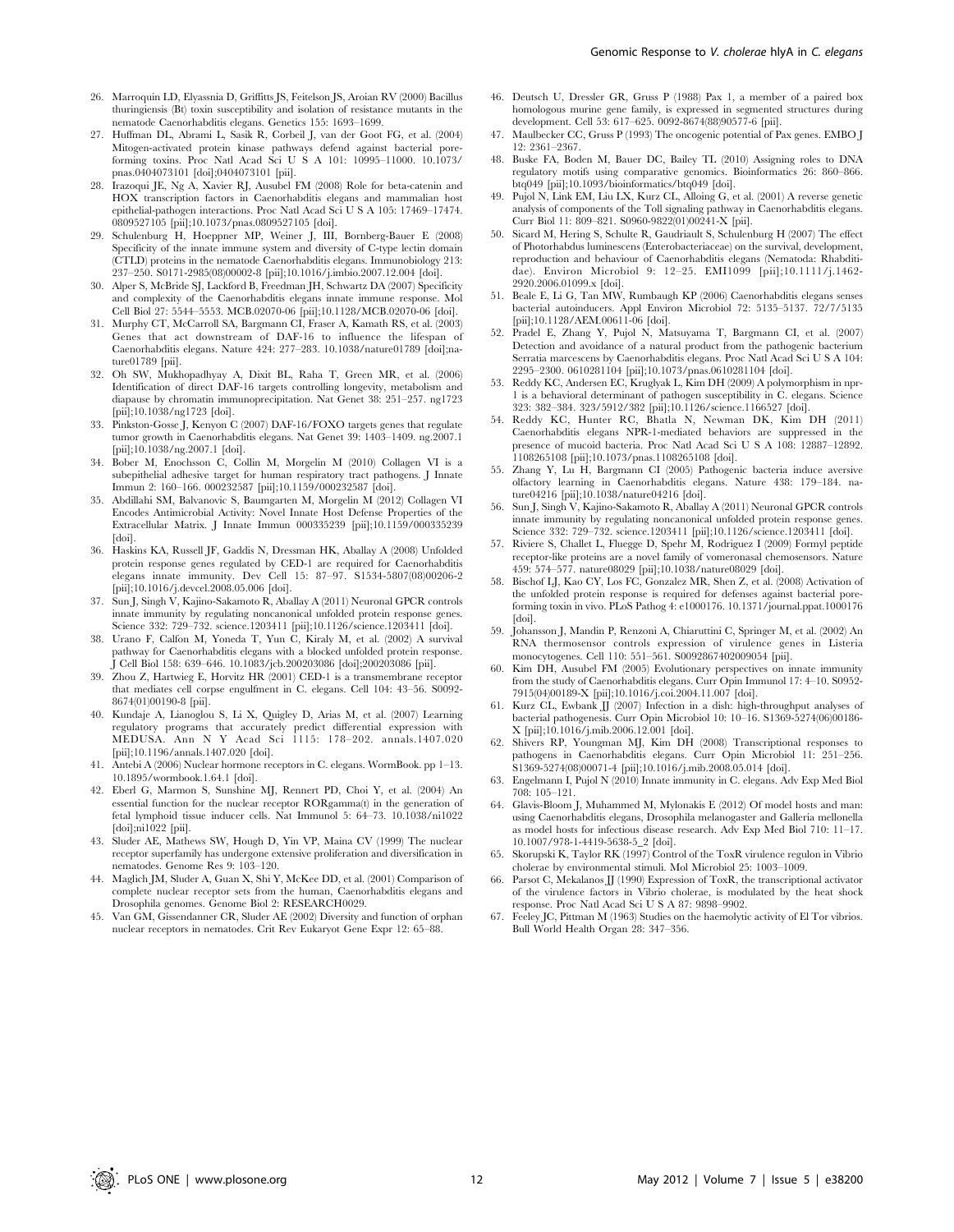26. Marroquin LD, Elyassnia D, Griffitts JS, Feitelson JS, Aroian RV (2000) Bacillus thuringiensis (Bt) toxin susceptibility and isolation of resistance mutants in the nematode Caenorhabditis elegans. Genetics 155: 1693–1699.
27. Huffman DL, Abrami L, Sasik R, Corbeil J, van der Goot FG, et al. (2004) Mitogen-activated protein kinase pathways defend against bacterial pore-forming toxins. Proc Natl Acad Sci U S A 101: 10995–11000. 10.1073/pnas.0404073101 [doi];0404073101 [pii].
28. Irazoqui JE, Ng A, Xavier RJ, Ausubel FM (2008) Role for beta-catenin and HOX transcription factors in Caenorhabditis elegans and mammalian host epithelial-pathogen interactions. Proc Natl Acad Sci U S A 105: 17469–17474. 0809527105 [pii];10.1073/pnas.0809527105 [doi].
29. Schulenburg H, Hoeppner MP, Weiner J, III, Bornberg-Bauer E (2008) Specificity of the innate immune system and diversity of C-type lectin domain (CTLD) proteins in the nematode Caenorhabditis elegans. Immunobiology 213: 237–250. S0171-2985(08)00002-8 [pii];10.1016/j.imbio.2007.12.004 [doi].
30. Alper S, McBride SJ, Lackford B, Freedman JH, Schwartz DA (2007) Specificity and complexity of the Caenorhabditis elegans innate immune response. Mol Cell Biol 27: 5544–5553. MCB.02070-06 [pii];10.1128/MCB.02070-06 [doi].
31. Murphy CT, McCarroll SA, Bargmann CI, Fraser A, Kamath RS, et al. (2003) Genes that act downstream of DAF-16 to influence the lifespan of Caenorhabditis elegans. Nature 424: 277–283. 10.1038/nature01789 [doi];nature01789 [pii].
32. Oh SW, Mukhopadhyay A, Dixit BL, Raha T, Green MR, et al. (2006) Identification of direct DAF-16 targets controlling longevity, metabolism and diapause by chromatin immunoprecipitation. Nat Genet 38: 251–257. ng1723 [pii];10.1038/ng1723 [doi].
33. Pinkston-Gosse J, Kenyon C (2007) DAF-16/FOXO targets genes that regulate tumor growth in Caenorhabditis elegans. Nat Genet 39: 1403–1409. ng.2007.1 [pii];10.1038/ng.2007.1 [doi].
34. Bober M, Enochsson C, Collin M, Morgelin M (2010) Collagen VI is a subepithelial adhesive target for human respiratory tract pathogens. J Innate Immun 2: 160–166. 000232587 [pii];10.1159/000232587 [doi].
35. Abdillahi SM, Balvanovic S, Baumgarten M, Morgelin M (2012) Collagen VI Encodes Antimicrobial Activity: Novel Innate Host Defense Properties of the Extracellular Matrix. J Innate Immun 000335239 [pii];10.1159/000335239 [doi].
36. Haskins KA, Russell JF, Gaddis N, Dressman HK, Aballay A (2008) Unfolded protein response genes regulated by CED-1 are required for Caenorhabditis elegans innate immunity. Dev Cell 15: 87–97. S1534-5807(08)00206-2 [pii];10.1016/j.devcel.2008.05.006 [doi].
37. Sun J, Singh V, Kajino-Sakamoto R, Aballay A (2011) Neuronal GPCR controls innate immunity by regulating noncanonical unfolded protein response genes. Science 332: 729–732. science.1203411 [pii];10.1126/science.1203411 [doi].
38. Urano F, Calfon M, Yoneda T, Yun C, Kiraly M, et al. (2002) A survival pathway for Caenorhabditis elegans with a blocked unfolded protein response. J Cell Biol 158: 639–646. 10.1083/jcb.200203086 [doi];200203086 [pii].
39. Zhou Z, Hartwieg E, Horvitz HR (2001) CED-1 is a transmembrane receptor that mediates cell corpse engulfment in C. elegans. Cell 104: 43–56. S0092-8674(01)00190-8 [pii].
40. Kundaje A, Lianoglou S, Li X, Quigley D, Arias M, et al. (2007) Learning regulatory programs that accurately predict differential expression with MEDUSA. Ann N Y Acad Sci 1115: 178–202. annals.1407.020 [pii];10.1196/annals.1407.020 [doi].
41. Antebi A (2006) Nuclear hormone receptors in C. elegans. WormBook. pp 1–13. 10.1895/wormbook.1.64.1 [doi].
42. Eberl G, Marmon S, Sunshine MJ, Rennert PD, Choi Y, et al. (2004) An essential function for the nuclear receptor RORgamma(t) in the generation of fetal lymphoid tissue inducer cells. Nat Immunol 5: 64–73. 10.1038/ni1022 [doi];ni1022 [pii].
43. Sluder AE, Mathews SW, Hough D, Yin VP, Maina CV (1999) The nuclear receptor superfamily has undergone extensive proliferation and diversification in nematodes. Genome Res 9: 103–120.
44. Maglich JM, Sluder A, Guan X, Shi Y, McKee DD, et al. (2001) Comparison of complete nuclear receptor sets from the human, Caenorhabditis elegans and Drosophila genomes. Genome Biol 2: RESEARCH0029.
45. Van GM, Gissendanner CR, Sluder AE (2002) Diversity and function of orphan nuclear receptors in nematodes. Crit Rev Eukaryot Gene Expr 12: 65–88.
46. Deutsch U, Dressler GR, Gruss P (1988) Pax 1, a member of a paired box homologous murine gene family, is expressed in segmented structures during development. Cell 53: 617–625. 0092-8674(88)90577-6 [pii].
47. Maulbecker CC, Gruss P (1993) The oncogenic potential of Pax genes. EMBO J 12: 2361–2367.
48. Buske FA, Boden M, Bauer DC, Bailey TL (2010) Assigning roles to DNA regulatory motifs using comparative genomics. Bioinformatics 26: 860–866. btq049 [pii];10.1093/bioinformatics/btq049 [doi].
49. Pujol N, Link EM, Liu LX, Kurz CL, Alloing G, et al. (2001) A reverse genetic analysis of components of the Toll signaling pathway in Caenorhabditis elegans. Curr Biol 11: 809–821. S0960-9822(01)00241-X [pii].
50. Sicard M, Hering S, Schulte R, Gaudriault S, Schulenburg H (2007) The effect of Photorhabdus luminescens (Enterobacteriaceae) on the survival, development, reproduction and behaviour of Caenorhabditis elegans (Nematoda: Rhabditidae). Environ Microbiol 9: 12–25. EMI1099 [pii];10.1111/j.1462-2920.2006.01099.x [doi].
51. Beale E, Li G, Tan MW, Rumbaugh KP (2006) Caenorhabditis elegans senses bacterial autoinducers. Appl Environ Microbiol 72: 5135–5137. 72/7/5135 [pii];10.1128/AEM.00611-06 [doi].
52. Pradel E, Zhang Y, Pujol N, Matsuyama T, Bargmann CI, et al. (2007) Detection and avoidance of a natural product from the pathogenic bacterium Serratia marcescens by Caenorhabditis elegans. Proc Natl Acad Sci U S A 104: 2295–2300. 0610281104 [pii];10.1073/pnas.0610281104 [doi].
53. Reddy KC, Andersen EC, Kruglyak L, Kim DH (2009) A polymorphism in npr-1 is a behavioral determinant of pathogen susceptibility in C. elegans. Science 323: 382–384. 323/5912/382 [pii];10.1126/science.1166527 [doi].
54. Reddy KC, Hunter RC, Bhatla N, Newman DK, Kim DH (2011) Caenorhabditis elegans NPR-1-mediated behaviors are suppressed in the presence of mucoid bacteria. Proc Natl Acad Sci U S A 108: 12887–12892. 1108265108 [pii];10.1073/pnas.1108265108 [doi].
55. Zhang Y, Lu H, Bargmann CI (2005) Pathogenic bacteria induce aversive olfactory learning in Caenorhabditis elegans. Nature 438: 179–184. nature04216 [pii];10.1038/nature04216 [doi].
56. Sun J, Singh V, Kajino-Sakamoto R, Aballay A (2011) Neuronal GPCR controls innate immunity by regulating noncanonical unfolded protein response genes. Science 332: 729–732. science.1203411 [pii];10.1126/science.1203411 [doi].
57. Riviere S, Challet L, Fluegge D, Spehr M, Rodriguez I (2009) Formyl peptide receptor-like proteins are a novel family of vomeronasal chemosensors. Nature 459: 574–577. nature08029 [pii];10.1038/nature08029 [doi].
58. Bischof LJ, Kao CY, Los FC, Gonzalez MR, Shen Z, et al. (2008) Activation of the unfolded protein response is required for defenses against bacterial pore-forming toxin in vivo. PLoS Pathog 4: e1000176. 10.1371/journal.ppat.1000176 [doi].
59. Johansson J, Mandin P, Renzoni A, Chiaruttini C, Springer M, et al. (2002) An RNA thermosensor controls expression of virulence genes in Listeria monocytogenes. Cell 110: 551–561. S0092867402009054 [pii].
60. Kim DH, Ausubel FM (2005) Evolutionary perspectives on innate immunity from the study of Caenorhabditis elegans. Curr Opin Immunol 17: 4–10. S0952-7915(04)00189-X [pii];10.1016/j.coi.2004.11.007 [doi].
61. Kurz CL, Ewbank JJ (2007) Infection in a dish: high-throughput analyses of bacterial pathogenesis. Curr Opin Microbiol 10: 10–16. S1369-5274(06)00186-X [pii];10.1016/j.mib.2006.12.001 [doi].
62. Shivers RP, Youngman MJ, Kim DH (2008) Transcriptional responses to pathogens in Caenorhabditis elegans. Curr Opin Microbiol 11: 251–256. S1369-5274(08)00071-4 [pii];10.1016/j.mib.2008.05.014 [doi].
63. Engelmann I, Pujol N (2010) Innate immunity in C. elegans. Adv Exp Med Biol 708: 105–121.
64. Glavis-Bloom J, Muhammed M, Mylonakis E (2012) Of model hosts and man: using Caenorhabditis elegans, Drosophila melanogaster and Galleria mellonella as model hosts for infectious disease research. Adv Exp Med Biol 710: 11–17. 10.1007/978-1-4419-5638-5_2 [doi].
65. Skorupski K, Taylor RK (1997) Control of the ToxR virulence regulon in Vibrio cholerae by environmental stimuli. Mol Microbiol 25: 1003–1009.
66. Parsot C, Mekalanos JJ (1990) Expression of ToxR, the transcriptional activator of the virulence factors in Vibrio cholerae, is modulated by the heat shock response. Proc Natl Acad Sci U S A 87: 9898–9902.
67. Feeley JC, Pittman M (1963) Studies on the haemolytic activity of El Tor vibrios. Bull World Health Organ 28: 347–356.